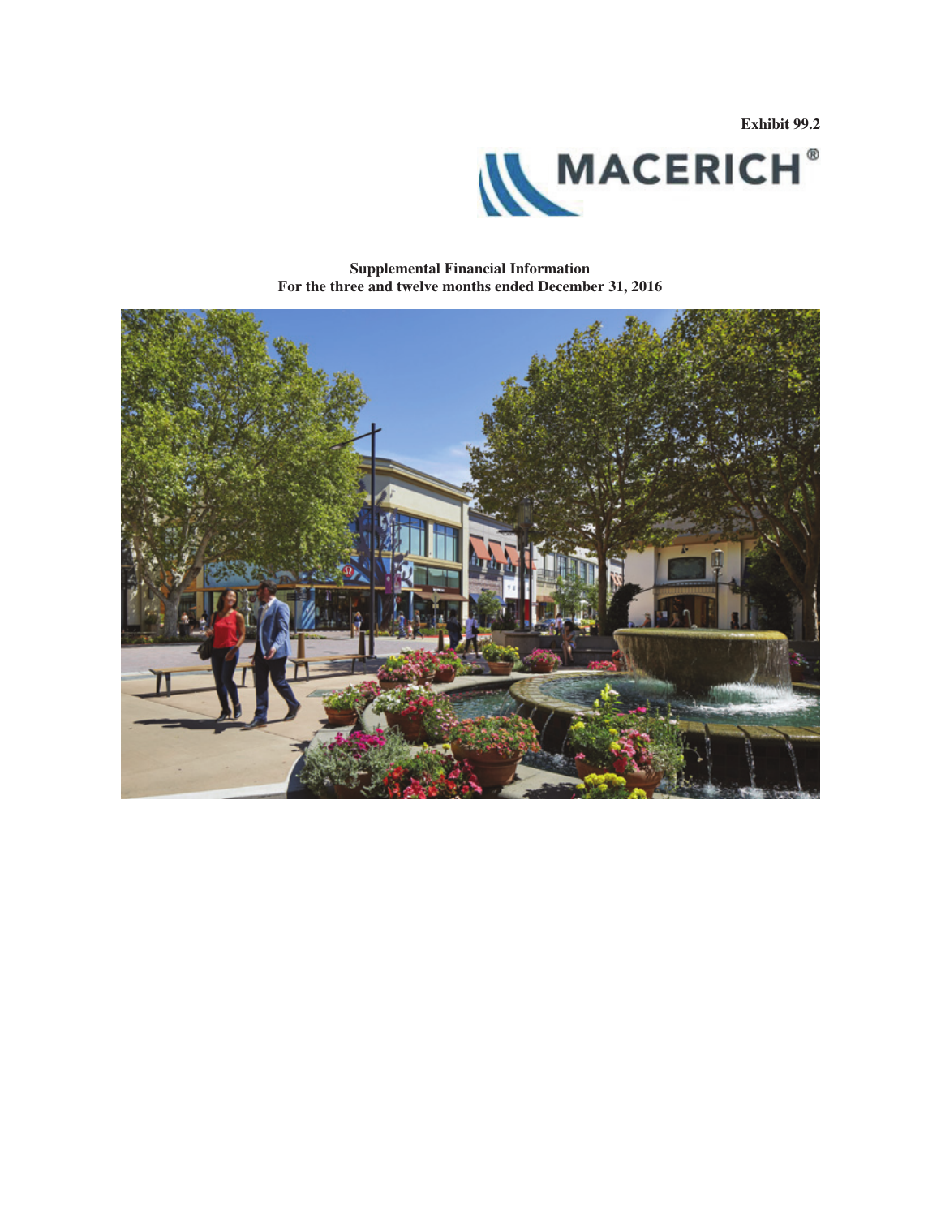Exhibit 99.2

MACERICH®

**Supplemental Financial Information**
**For the three and twelve months ended December 31, 2016**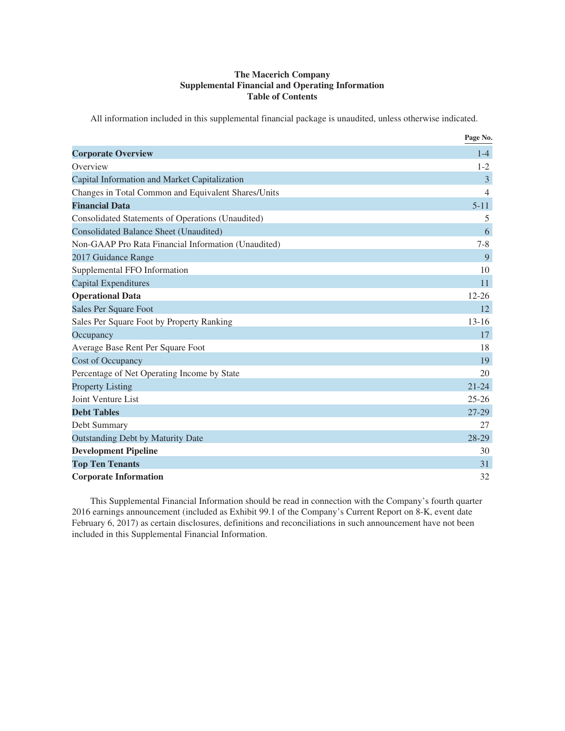# The Macerich Company
## Supplemental Financial and Operating Information
## Table of Contents

All information included in this supplemental financial package is unaudited, unless otherwise indicated.

| | Page No. |
|---|---|
| **Corporate Overview** | 1-4 |
| Overview | 1-2 |
| Capital Information and Market Capitalization | 3 |
| Changes in Total Common and Equivalent Shares/Units | 4 |
| **Financial Data** | 5-11 |
| Consolidated Statements of Operations (Unaudited) | 5 |
| Consolidated Balance Sheet (Unaudited) | 6 |
| Non-GAAP Pro Rata Financial Information (Unaudited) | 7-8 |
| 2017 Guidance Range | 9 |
| Supplemental FFO Information | 10 |
| Capital Expenditures | 11 |
| **Operational Data** | 12-26 |
| Sales Per Square Foot | 12 |
| Sales Per Square Foot by Property Ranking | 13-16 |
| Occupancy | 17 |
| Average Base Rent Per Square Foot | 18 |
| Cost of Occupancy | 19 |
| Percentage of Net Operating Income by State | 20 |
| Property Listing | 21-24 |
| Joint Venture List | 25-26 |
| **Debt Tables** | 27-29 |
| Debt Summary | 27 |
| Outstanding Debt by Maturity Date | 28-29 |
| **Development Pipeline** | 30 |
| **Top Ten Tenants** | 31 |
| **Corporate Information** | 32 |

This Supplemental Financial Information should be read in connection with the Company's fourth quarter 2016 earnings announcement (included as Exhibit 99.1 of the Company's Current Report on 8-K, event date February 6, 2017) as certain disclosures, definitions and reconciliations in such announcement have not been included in this Supplemental Financial Information.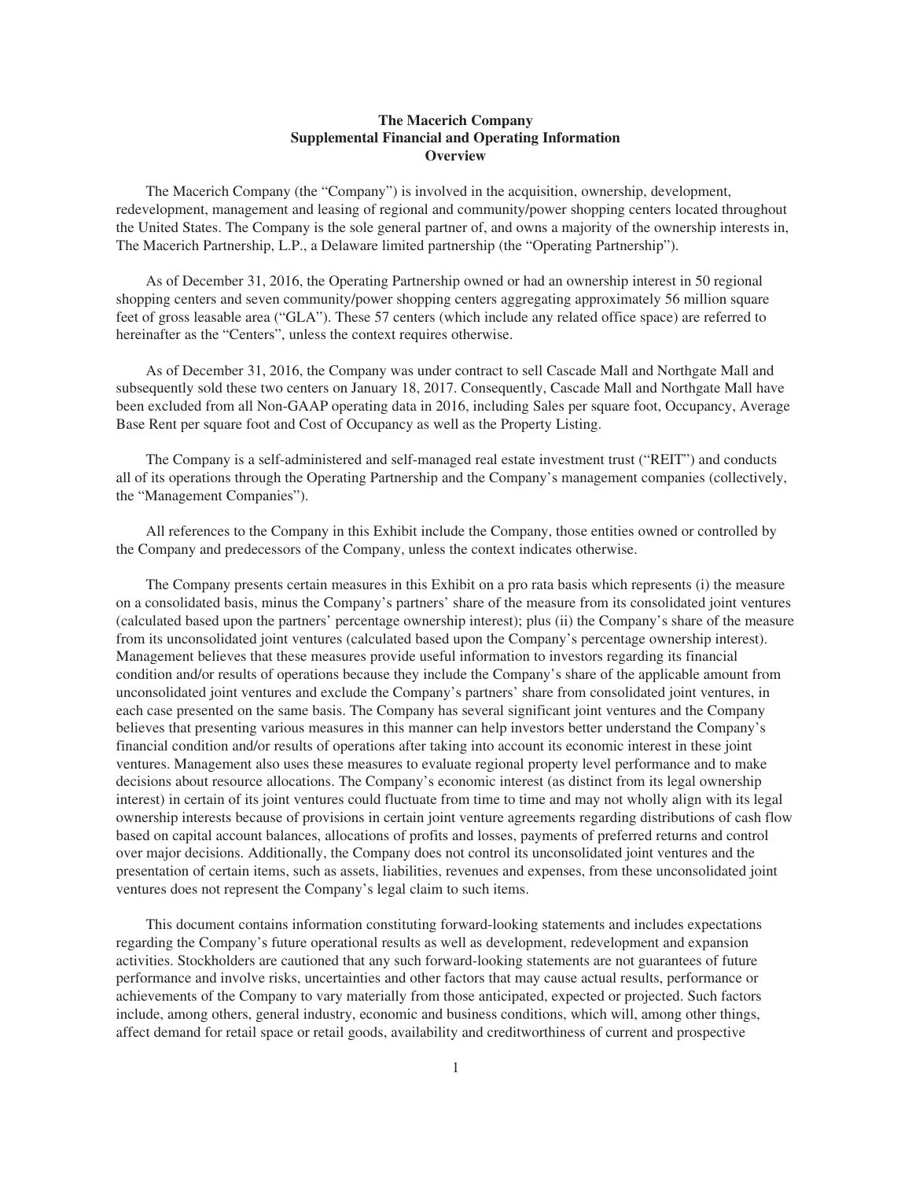**The Macerich Company**
**Supplemental Financial and Operating Information**
**Overview**

The Macerich Company (the "Company") is involved in the acquisition, ownership, development, redevelopment, management and leasing of regional and community/power shopping centers located throughout the United States. The Company is the sole general partner of, and owns a majority of the ownership interests in, The Macerich Partnership, L.P., a Delaware limited partnership (the "Operating Partnership").

As of December 31, 2016, the Operating Partnership owned or had an ownership interest in 50 regional shopping centers and seven community/power shopping centers aggregating approximately 56 million square feet of gross leasable area ("GLA"). These 57 centers (which include any related office space) are referred to hereinafter as the "Centers", unless the context requires otherwise.

As of December 31, 2016, the Company was under contract to sell Cascade Mall and Northgate Mall and subsequently sold these two centers on January 18, 2017. Consequently, Cascade Mall and Northgate Mall have been excluded from all Non-GAAP operating data in 2016, including Sales per square foot, Occupancy, Average Base Rent per square foot and Cost of Occupancy as well as the Property Listing.

The Company is a self-administered and self-managed real estate investment trust ("REIT") and conducts all of its operations through the Operating Partnership and the Company's management companies (collectively, the "Management Companies").

All references to the Company in this Exhibit include the Company, those entities owned or controlled by the Company and predecessors of the Company, unless the context indicates otherwise.

The Company presents certain measures in this Exhibit on a pro rata basis which represents (i) the measure on a consolidated basis, minus the Company's partners' share of the measure from its consolidated joint ventures (calculated based upon the partners' percentage ownership interest); plus (ii) the Company's share of the measure from its unconsolidated joint ventures (calculated based upon the Company's percentage ownership interest). Management believes that these measures provide useful information to investors regarding its financial condition and/or results of operations because they include the Company's share of the applicable amount from unconsolidated joint ventures and exclude the Company's partners' share from consolidated joint ventures, in each case presented on the same basis. The Company has several significant joint ventures and the Company believes that presenting various measures in this manner can help investors better understand the Company's financial condition and/or results of operations after taking into account its economic interest in these joint ventures. Management also uses these measures to evaluate regional property level performance and to make decisions about resource allocations. The Company's economic interest (as distinct from its legal ownership interest) in certain of its joint ventures could fluctuate from time to time and may not wholly align with its legal ownership interests because of provisions in certain joint venture agreements regarding distributions of cash flow based on capital account balances, allocations of profits and losses, payments of preferred returns and control over major decisions. Additionally, the Company does not control its unconsolidated joint ventures and the presentation of certain items, such as assets, liabilities, revenues and expenses, from these unconsolidated joint ventures does not represent the Company's legal claim to such items.

This document contains information constituting forward-looking statements and includes expectations regarding the Company's future operational results as well as development, redevelopment and expansion activities. Stockholders are cautioned that any such forward-looking statements are not guarantees of future performance and involve risks, uncertainties and other factors that may cause actual results, performance or achievements of the Company to vary materially from those anticipated, expected or projected. Such factors include, among others, general industry, economic and business conditions, which will, among other things, affect demand for retail space or retail goods, availability and creditworthiness of current and prospective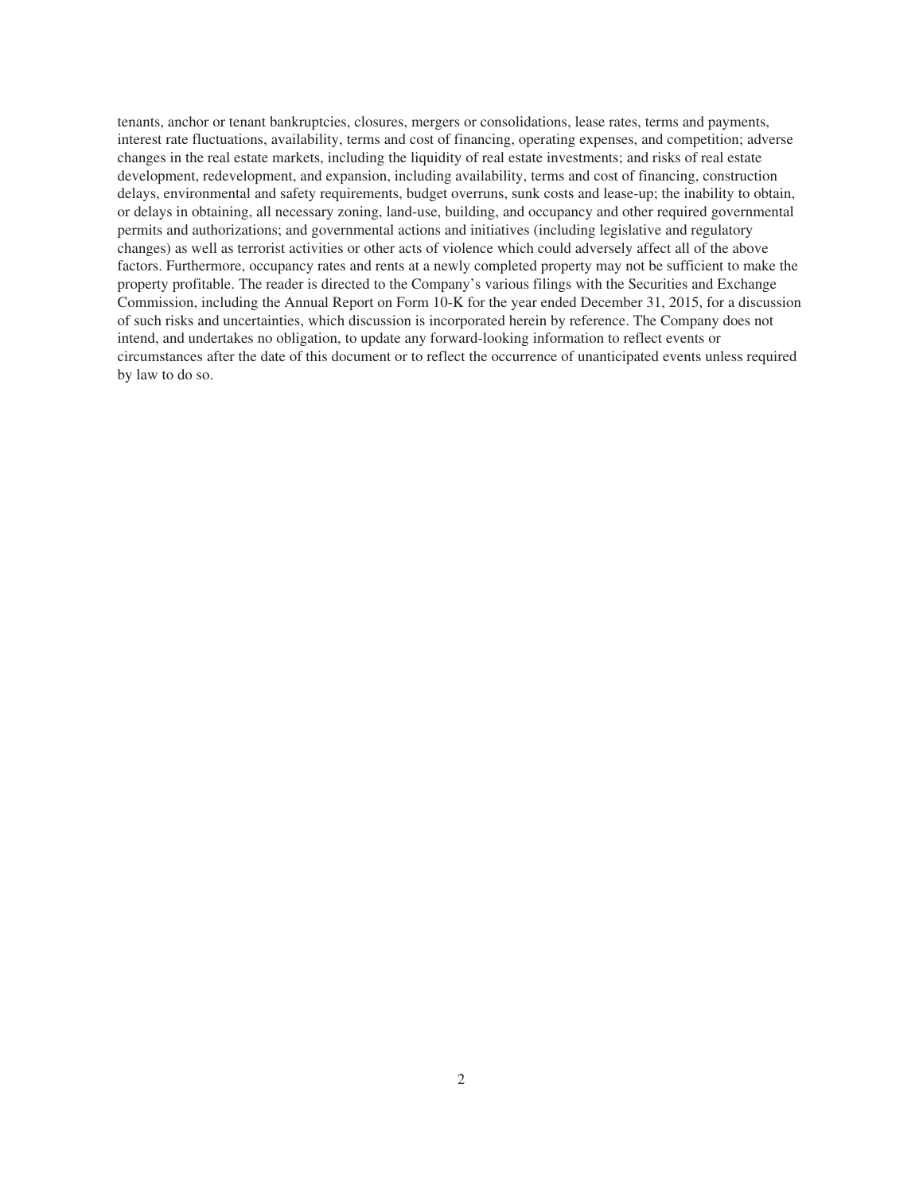tenants, anchor or tenant bankruptcies, closures, mergers or consolidations, lease rates, terms and payments, interest rate fluctuations, availability, terms and cost of financing, operating expenses, and competition; adverse changes in the real estate markets, including the liquidity of real estate investments; and risks of real estate development, redevelopment, and expansion, including availability, terms and cost of financing, construction delays, environmental and safety requirements, budget overruns, sunk costs and lease-up; the inability to obtain, or delays in obtaining, all necessary zoning, land-use, building, and occupancy and other required governmental permits and authorizations; and governmental actions and initiatives (including legislative and regulatory changes) as well as terrorist activities or other acts of violence which could adversely affect all of the above factors. Furthermore, occupancy rates and rents at a newly completed property may not be sufficient to make the property profitable. The reader is directed to the Company's various filings with the Securities and Exchange Commission, including the Annual Report on Form 10-K for the year ended December 31, 2015, for a discussion of such risks and uncertainties, which discussion is incorporated herein by reference. The Company does not intend, and undertakes no obligation, to update any forward-looking information to reflect events or circumstances after the date of this document or to reflect the occurrence of unanticipated events unless required by law to do so.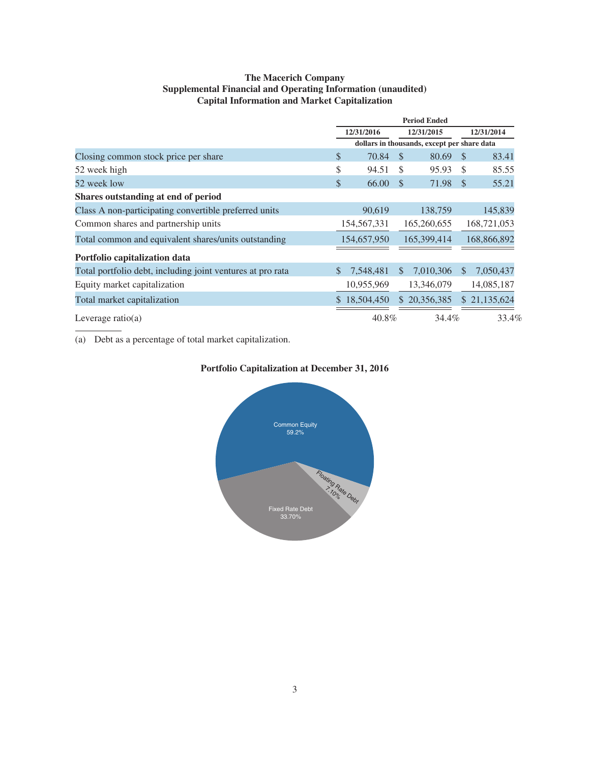# The Macerich Company
## Supplemental Financial and Operating Information (unaudited)
## Capital Information and Market Capitalization

| | Period Ended | | |
|---|---|---|---|
| | 12/31/2016 | 12/31/2015 | 12/31/2014 |
| | dollars in thousands, except per share data | | |
| Closing common stock price per share | $ 70.84 | $ 80.69 | $ 83.41 |
| 52 week high | $ 94.51 | $ 95.93 | $ 85.55 |
| 52 week low | $ 66.00 | $ 71.98 | $ 55.21 |
| **Shares outstanding at end of period** | | | |
| Class A non-participating convertible preferred units | 90,619 | 138,759 | 145,839 |
| Common shares and partnership units | 154,567,331 | 165,260,655 | 168,721,053 |
| Total common and equivalent shares/units outstanding | 154,657,950 | 165,399,414 | 168,866,892 |
| **Portfolio capitalization data** | | | |
| Total portfolio debt, including joint ventures at pro rata | $ 7,548,481 | $ 7,010,306 | $ 7,050,437 |
| Equity market capitalization | 10,955,969 | 13,346,079 | 14,085,187 |
| Total market capitalization | $ 18,504,450 | $ 20,356,385 | $ 21,135,624 |
| Leverage ratio(a) | 40.8% | 34.4% | 33.4% |

(a) Debt as a percentage of total market capitalization.

**Portfolio Capitalization at December 31, 2016**

Common Equity 59.2%

Floating Rate Debt 7.10%

Fixed Rate Debt 33.70%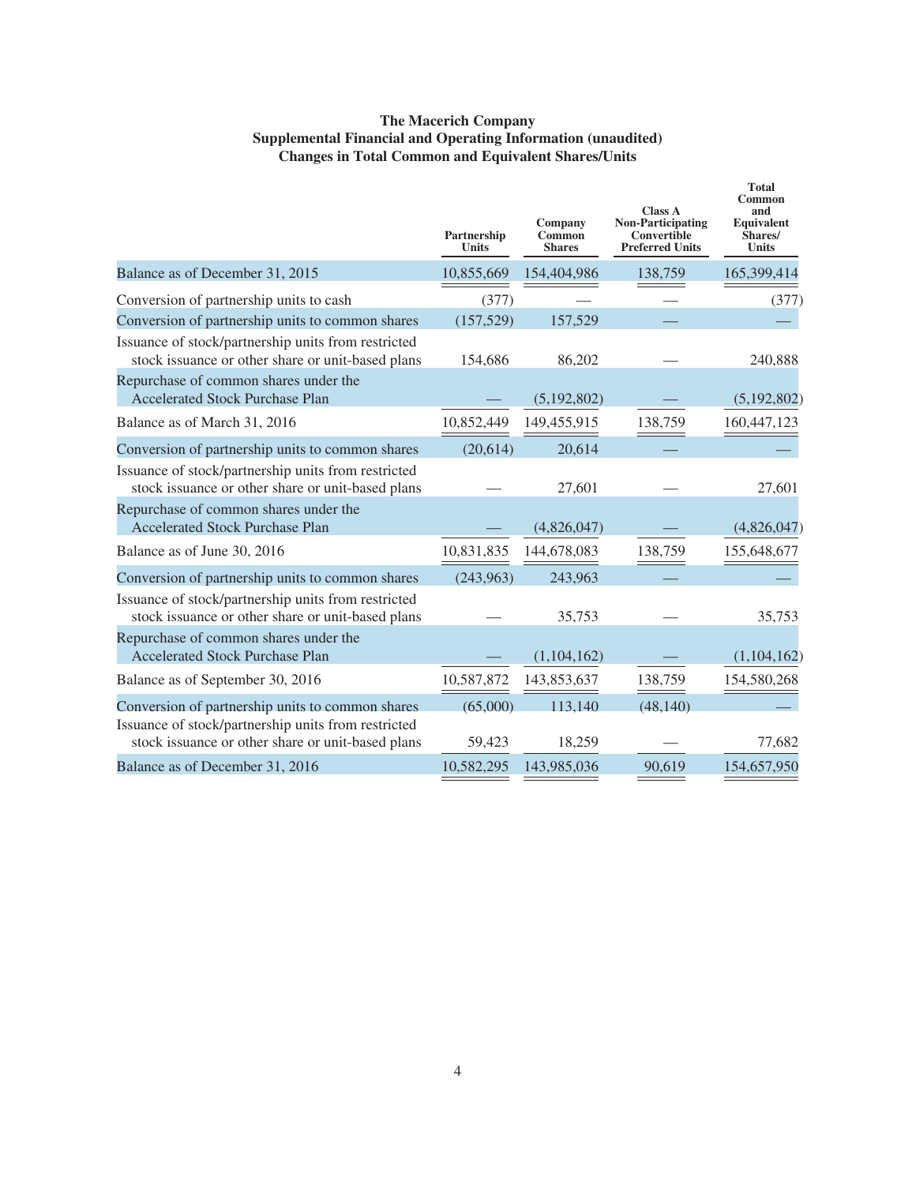**The Macerich Company**
**Supplemental Financial and Operating Information (unaudited)**
**Changes in Total Common and Equivalent Shares/Units**

| | Partnership Units | Company Common Shares | Class A Non-Participating Convertible Preferred Units | Total Common and Equivalent Shares/ Units |
|---|---|---|---|---|
| Balance as of December 31, 2015 | 10,855,669 | 154,404,986 | 138,759 | 165,399,414 |
| Conversion of partnership units to cash | (377) | — | — | (377) |
| Conversion of partnership units to common shares | (157,529) | 157,529 | — | — |
| Issuance of stock/partnership units from restricted stock issuance or other share or unit-based plans | 154,686 | 86,202 | — | 240,888 |
| Repurchase of common shares under the Accelerated Stock Purchase Plan | — | (5,192,802) | — | (5,192,802) |
| Balance as of March 31, 2016 | 10,852,449 | 149,455,915 | 138,759 | 160,447,123 |
| Conversion of partnership units to common shares | (20,614) | 20,614 | — | — |
| Issuance of stock/partnership units from restricted stock issuance or other share or unit-based plans | — | 27,601 | — | 27,601 |
| Repurchase of common shares under the Accelerated Stock Purchase Plan | — | (4,826,047) | — | (4,826,047) |
| Balance as of June 30, 2016 | 10,831,835 | 144,678,083 | 138,759 | 155,648,677 |
| Conversion of partnership units to common shares | (243,963) | 243,963 | — | — |
| Issuance of stock/partnership units from restricted stock issuance or other share or unit-based plans | — | 35,753 | — | 35,753 |
| Repurchase of common shares under the Accelerated Stock Purchase Plan | — | (1,104,162) | — | (1,104,162) |
| Balance as of September 30, 2016 | 10,587,872 | 143,853,637 | 138,759 | 154,580,268 |
| Conversion of partnership units to common shares | (65,000) | 113,140 | (48,140) | — |
| Issuance of stock/partnership units from restricted stock issuance or other share or unit-based plans | 59,423 | 18,259 | — | 77,682 |
| Balance as of December 31, 2016 | 10,582,295 | 143,985,036 | 90,619 | 154,657,950 |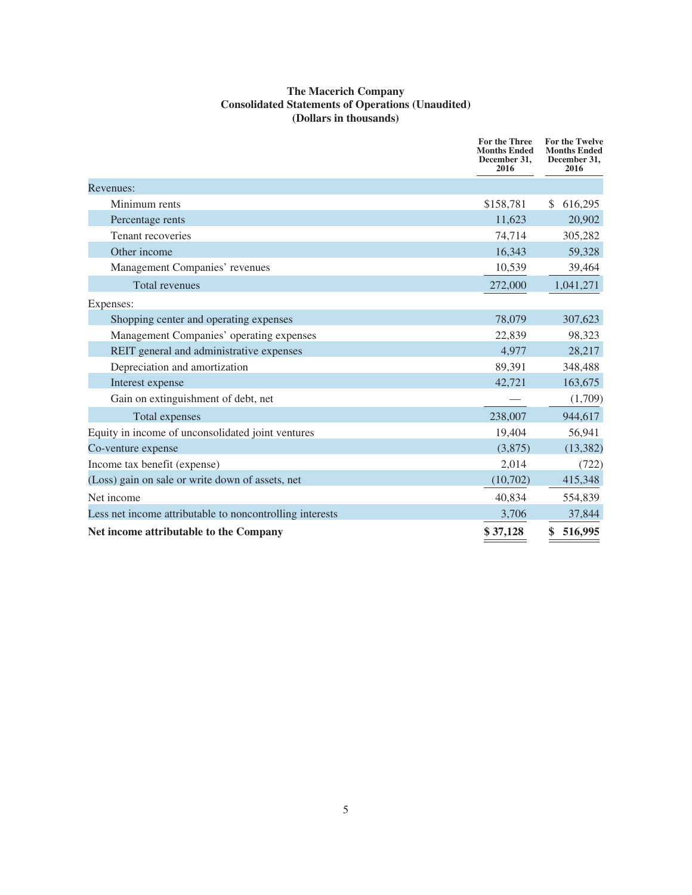**The Macerich Company**
**Consolidated Statements of Operations (Unaudited)**
**(Dollars in thousands)**

| | For the Three Months Ended December 31, 2016 | For the Twelve Months Ended December 31, 2016 |
|---|---|---|
| Revenues: | | |
| Minimum rents | $158,781 | $ 616,295 |
| Percentage rents | 11,623 | 20,902 |
| Tenant recoveries | 74,714 | 305,282 |
| Other income | 16,343 | 59,328 |
| Management Companies' revenues | 10,539 | 39,464 |
| Total revenues | 272,000 | 1,041,271 |
| Expenses: | | |
| Shopping center and operating expenses | 78,079 | 307,623 |
| Management Companies' operating expenses | 22,839 | 98,323 |
| REIT general and administrative expenses | 4,977 | 28,217 |
| Depreciation and amortization | 89,391 | 348,488 |
| Interest expense | 42,721 | 163,675 |
| Gain on extinguishment of debt, net | — | (1,709) |
| Total expenses | 238,007 | 944,617 |
| Equity in income of unconsolidated joint ventures | 19,404 | 56,941 |
| Co-venture expense | (3,875) | (13,382) |
| Income tax benefit (expense) | 2,014 | (722) |
| (Loss) gain on sale or write down of assets, net | (10,702) | 415,348 |
| Net income | 40,834 | 554,839 |
| Less net income attributable to noncontrolling interests | 3,706 | 37,844 |
| **Net income attributable to the Company** | **$ 37,128** | **$ 516,995** |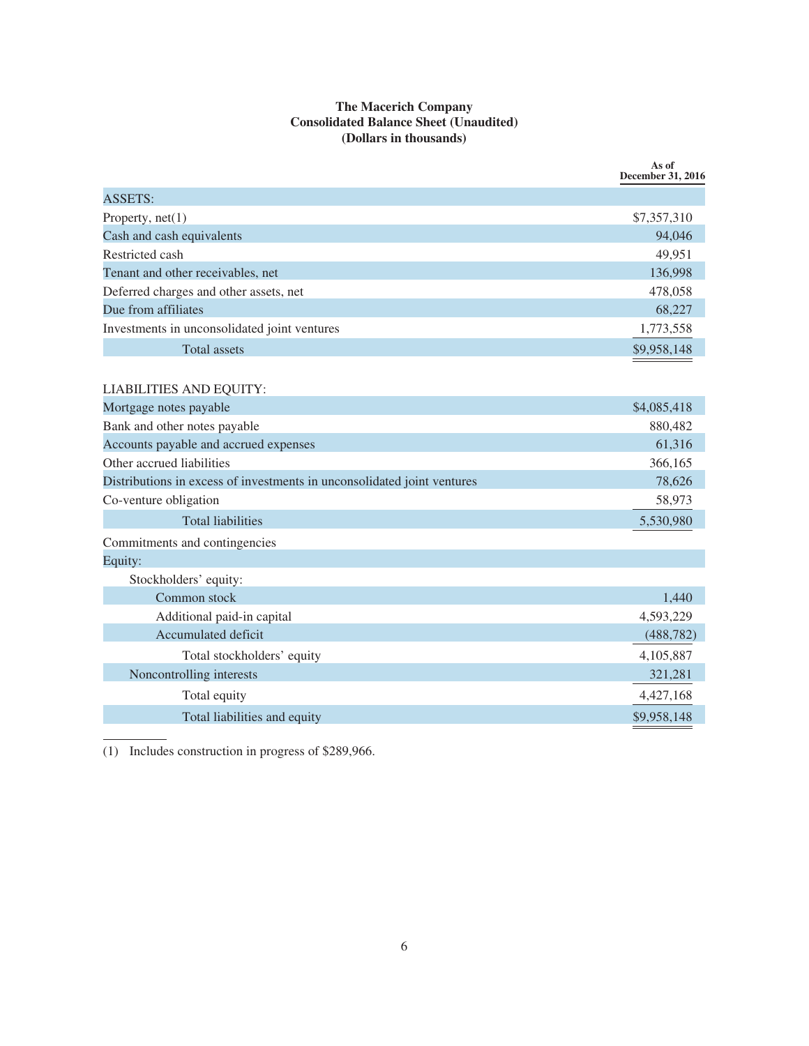# The Macerich Company
## Consolidated Balance Sheet (Unaudited)
### (Dollars in thousands)

| | As of December 31, 2016 |
|---|---|
| ASSETS: | |
| Property, net(1) | $7,357,310 |
| Cash and cash equivalents | 94,046 |
| Restricted cash | 49,951 |
| Tenant and other receivables, net | 136,998 |
| Deferred charges and other assets, net | 478,058 |
| Due from affiliates | 68,227 |
| Investments in unconsolidated joint ventures | 1,773,558 |
| Total assets | $9,958,148 |
| | |
| LIABILITIES AND EQUITY: | |
| Mortgage notes payable | $4,085,418 |
| Bank and other notes payable | 880,482 |
| Accounts payable and accrued expenses | 61,316 |
| Other accrued liabilities | 366,165 |
| Distributions in excess of investments in unconsolidated joint ventures | 78,626 |
| Co-venture obligation | 58,973 |
| Total liabilities | 5,530,980 |
| Commitments and contingencies | |
| Equity: | |
| Stockholders' equity: | |
| Common stock | 1,440 |
| Additional paid-in capital | 4,593,229 |
| Accumulated deficit | (488,782) |
| Total stockholders' equity | 4,105,887 |
| Noncontrolling interests | 321,281 |
| Total equity | 4,427,168 |
| Total liabilities and equity | $9,958,148 |

(1) Includes construction in progress of $289,966.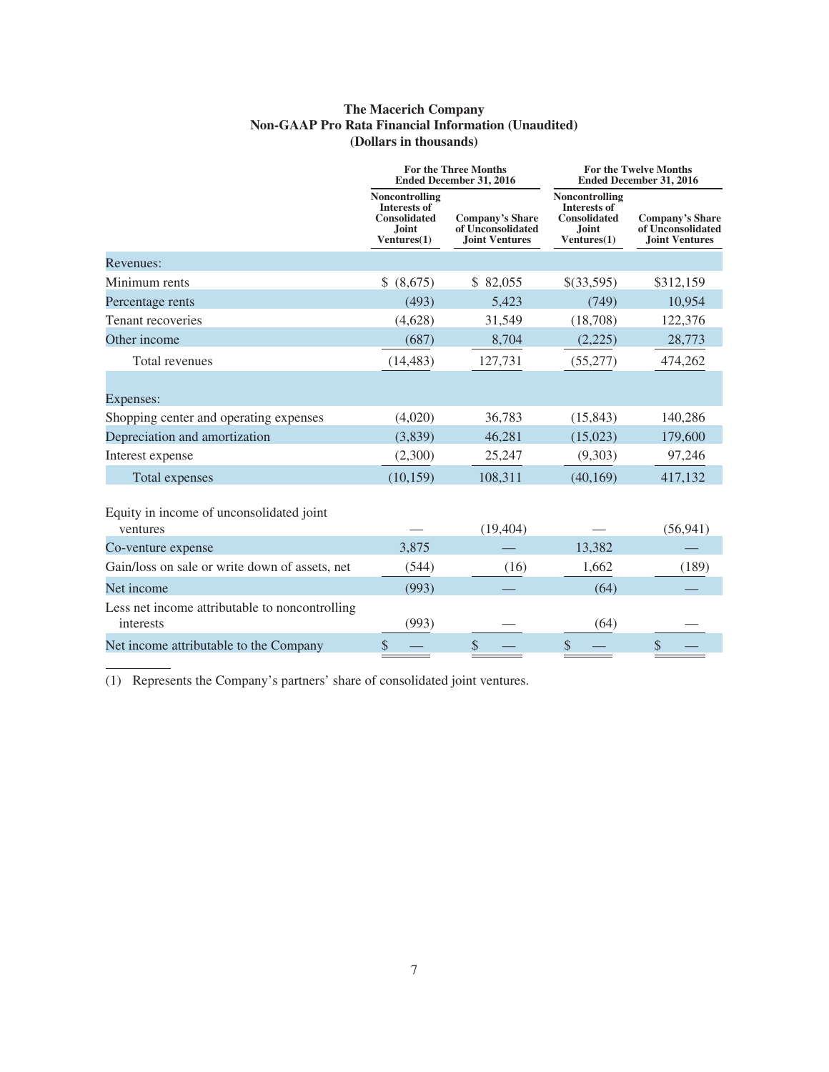# The Macerich Company
## Non-GAAP Pro Rata Financial Information (Unaudited)
### (Dollars in thousands)

| | For the Three Months Ended December 31, 2016 | | For the Twelve Months Ended December 31, 2016 | |
|---|---|---|---|---|
| | Noncontrolling Interests of Consolidated Joint Ventures(1) | Company's Share of Unconsolidated Joint Ventures | Noncontrolling Interests of Consolidated Joint Ventures(1) | Company's Share of Unconsolidated Joint Ventures |
| **Revenues:** | | | | |
| Minimum rents | $ (8,675) | $ 82,055 | $(33,595) | $312,159 |
| Percentage rents | (493) | 5,423 | (749) | 10,954 |
| Tenant recoveries | (4,628) | 31,549 | (18,708) | 122,376 |
| Other income | (687) | 8,704 | (2,225) | 28,773 |
| Total revenues | (14,483) | 127,731 | (55,277) | 474,262 |
| **Expenses:** | | | | |
| Shopping center and operating expenses | (4,020) | 36,783 | (15,843) | 140,286 |
| Depreciation and amortization | (3,839) | 46,281 | (15,023) | 179,600 |
| Interest expense | (2,300) | 25,247 | (9,303) | 97,246 |
| Total expenses | (10,159) | 108,311 | (40,169) | 417,132 |
| Equity in income of unconsolidated joint ventures | — | (19,404) | — | (56,941) |
| Co-venture expense | 3,875 | — | 13,382 | — |
| Gain/loss on sale or write down of assets, net | (544) | (16) | 1,662 | (189) |
| Net income | (993) | — | (64) | — |
| Less net income attributable to noncontrolling interests | (993) | — | (64) | — |
| Net income attributable to the Company | $ — | $ — | $ — | $ — |

(1) Represents the Company's partners' share of consolidated joint ventures.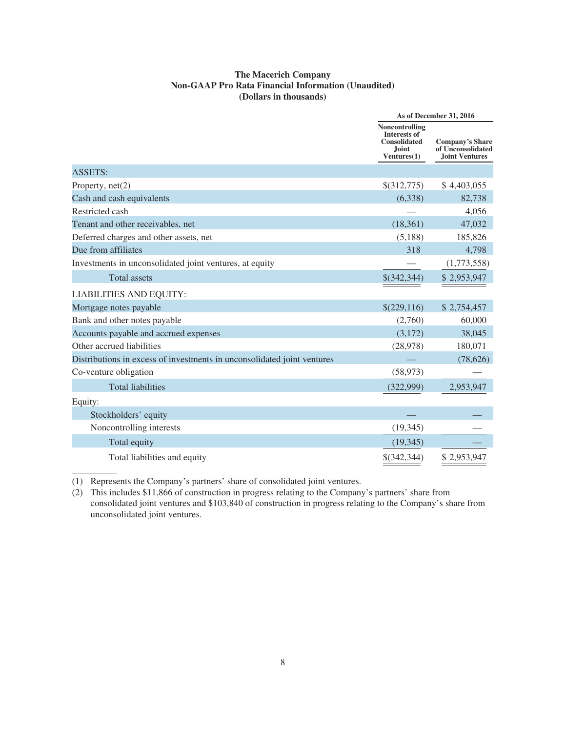**The Macerich Company**
**Non-GAAP Pro Rata Financial Information (Unaudited)**
**(Dollars in thousands)**

| | As of December 31, 2016 | |
|---|---|---|
| | Noncontrolling Interests of Consolidated Joint Ventures(1) | Company's Share of Unconsolidated Joint Ventures |
| ASSETS: | | |
| Property, net(2) | $(312,775) | $ 4,403,055 |
| Cash and cash equivalents | (6,338) | 82,738 |
| Restricted cash | — | 4,056 |
| Tenant and other receivables, net | (18,361) | 47,032 |
| Deferred charges and other assets, net | (5,188) | 185,826 |
| Due from affiliates | 318 | 4,798 |
| Investments in unconsolidated joint ventures, at equity | — | (1,773,558) |
| Total assets | $(342,344) | $ 2,953,947 |
| LIABILITIES AND EQUITY: | | |
| Mortgage notes payable | $(229,116) | $ 2,754,457 |
| Bank and other notes payable | (2,760) | 60,000 |
| Accounts payable and accrued expenses | (3,172) | 38,045 |
| Other accrued liabilities | (28,978) | 180,071 |
| Distributions in excess of investments in unconsolidated joint ventures | — | (78,626) |
| Co-venture obligation | (58,973) | — |
| Total liabilities | (322,999) | 2,953,947 |
| Equity: | | |
| Stockholders' equity | — | — |
| Noncontrolling interests | (19,345) | — |
| Total equity | (19,345) | — |
| Total liabilities and equity | $(342,344) | $ 2,953,947 |

(1) Represents the Company's partners' share of consolidated joint ventures.

(2) This includes $11,866 of construction in progress relating to the Company's partners' share from consolidated joint ventures and $103,840 of construction in progress relating to the Company's share from unconsolidated joint ventures.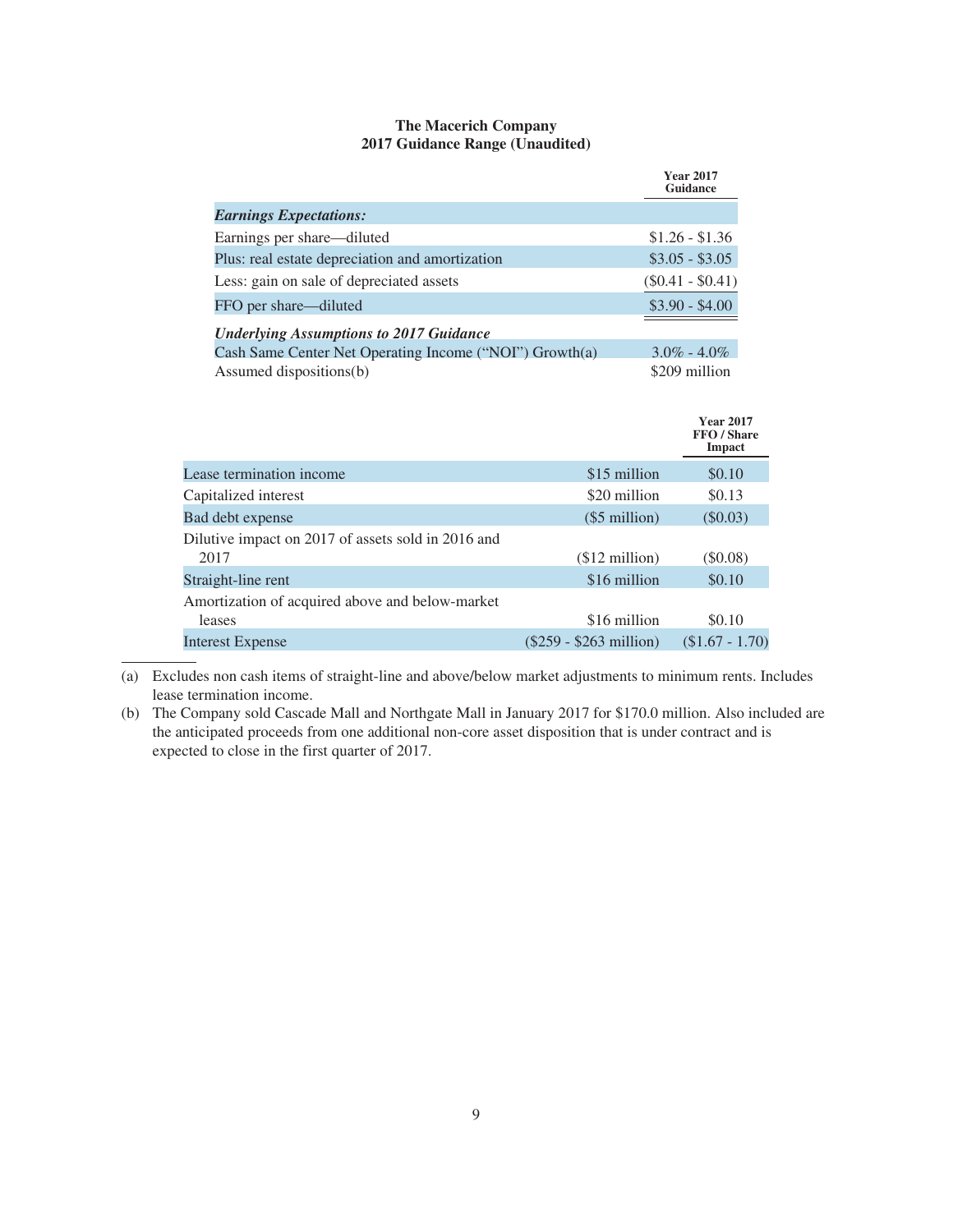**The Macerich Company**
**2017 Guidance Range (Unaudited)**

| | Year 2017 Guidance |
|---|---|
| ***Earnings Expectations:*** | |
| Earnings per share—diluted | $1.26 - $1.36 |
| Plus: real estate depreciation and amortization | $3.05 - $3.05 |
| Less: gain on sale of depreciated assets | ($0.41 - $0.41) |
| FFO per share—diluted | $3.90 - $4.00 |
| ***Underlying Assumptions to 2017 Guidance*** | |
| Cash Same Center Net Operating Income ("NOI") Growth(a) | 3.0% - 4.0% |
| Assumed dispositions(b) | $209 million |

| | | Year 2017 FFO / Share Impact |
|---|---|---|
| Lease termination income | $15 million | $0.10 |
| Capitalized interest | $20 million | $0.13 |
| Bad debt expense | ($5 million) | ($0.03) |
| Dilutive impact on 2017 of assets sold in 2016 and 2017 | ($12 million) | ($0.08) |
| Straight-line rent | $16 million | $0.10 |
| Amortization of acquired above and below-market leases | $16 million | $0.10 |
| Interest Expense | ($259 - $263 million) | ($1.67 - 1.70) |

(a) Excludes non cash items of straight-line and above/below market adjustments to minimum rents. Includes lease termination income.

(b) The Company sold Cascade Mall and Northgate Mall in January 2017 for $170.0 million. Also included are the anticipated proceeds from one additional non-core asset disposition that is under contract and is expected to close in the first quarter of 2017.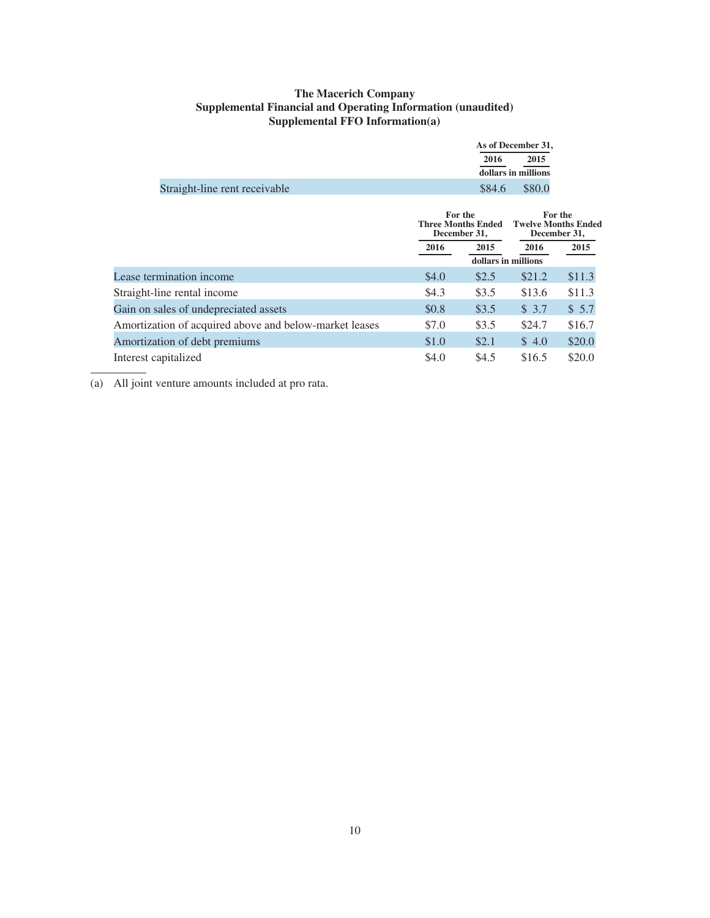**The Macerich Company**
**Supplemental Financial and Operating Information (unaudited)**
**Supplemental FFO Information(a)**

| | As of December 31, | |
|---|---|---|
| | 2016 | 2015 |
| | dollars in millions | |
| Straight-line rent receivable | $84.6 | $80.0 |

| | For the Three Months Ended December 31, | | For the Twelve Months Ended December 31, | |
|---|---|---|---|---|
| | 2016 | 2015 | 2016 | 2015 |
| | dollars in millions | | | |
| Lease termination income | $4.0 | $2.5 | $21.2 | $11.3 |
| Straight-line rental income | $4.3 | $3.5 | $13.6 | $11.3 |
| Gain on sales of undepreciated assets | $0.8 | $3.5 | $ 3.7 | $ 5.7 |
| Amortization of acquired above and below-market leases | $7.0 | $3.5 | $24.7 | $16.7 |
| Amortization of debt premiums | $1.0 | $2.1 | $ 4.0 | $20.0 |
| Interest capitalized | $4.0 | $4.5 | $16.5 | $20.0 |

(a) All joint venture amounts included at pro rata.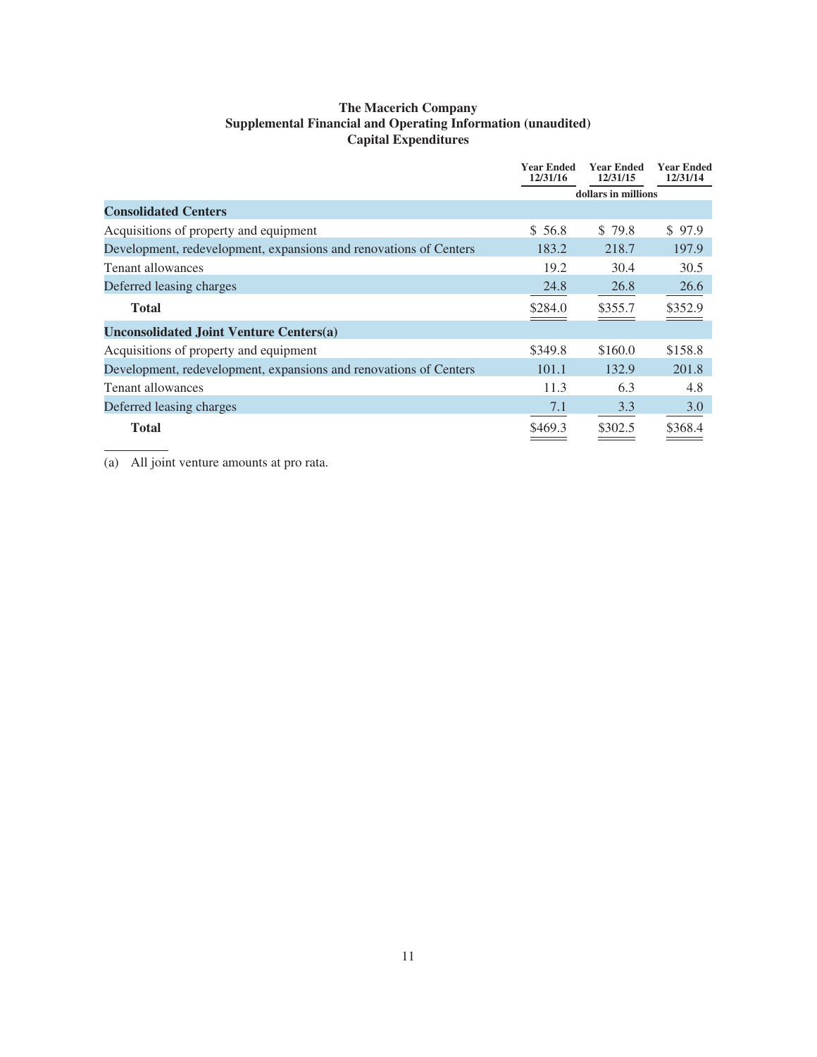# The Macerich Company
## Supplemental Financial and Operating Information (unaudited)
## Capital Expenditures

| | Year Ended 12/31/16 | Year Ended 12/31/15 | Year Ended 12/31/14 |
|---|---|---|---|
| | dollars in millions | | |
| **Consolidated Centers** | | | |
| Acquisitions of property and equipment | $ 56.8 | $ 79.8 | $ 97.9 |
| Development, redevelopment, expansions and renovations of Centers | 183.2 | 218.7 | 197.9 |
| Tenant allowances | 19.2 | 30.4 | 30.5 |
| Deferred leasing charges | 24.8 | 26.8 | 26.6 |
| **Total** | $284.0 | $355.7 | $352.9 |
| **Unconsolidated Joint Venture Centers(a)** | | | |
| Acquisitions of property and equipment | $349.8 | $160.0 | $158.8 |
| Development, redevelopment, expansions and renovations of Centers | 101.1 | 132.9 | 201.8 |
| Tenant allowances | 11.3 | 6.3 | 4.8 |
| Deferred leasing charges | 7.1 | 3.3 | 3.0 |
| **Total** | $469.3 | $302.5 | $368.4 |

(a) All joint venture amounts at pro rata.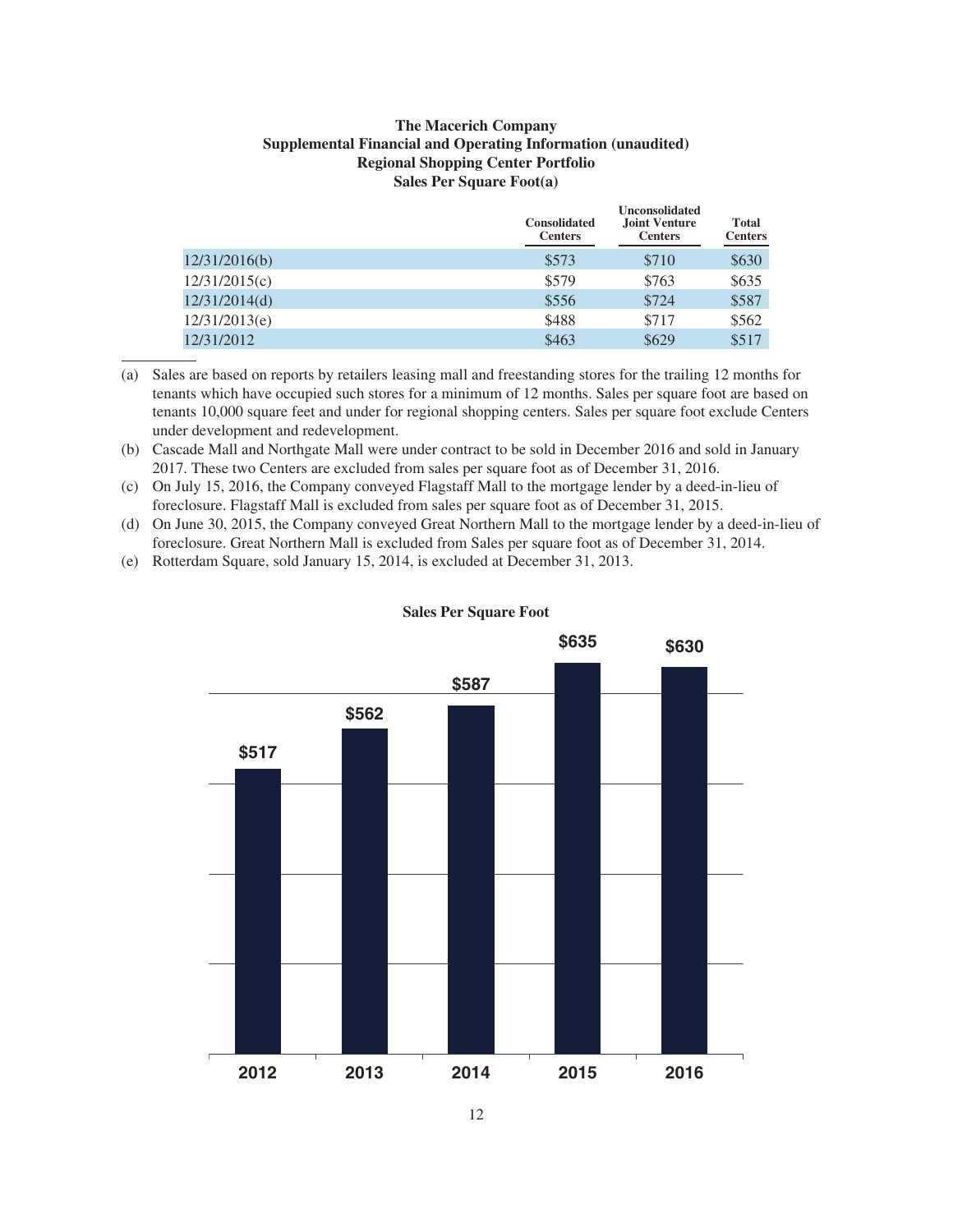**The Macerich Company**
**Supplemental Financial and Operating Information (unaudited)**
**Regional Shopping Center Portfolio**
**Sales Per Square Foot(a)**

| | Consolidated Centers | Unconsolidated Joint Venture Centers | Total Centers |
|---|---|---|---|
| 12/31/2016(b) | $573 | $710 | $630 |
| 12/31/2015(c) | $579 | $763 | $635 |
| 12/31/2014(d) | $556 | $724 | $587 |
| 12/31/2013(e) | $488 | $717 | $562 |
| 12/31/2012 | $463 | $629 | $517 |

(a) Sales are based on reports by retailers leasing mall and freestanding stores for the trailing 12 months for tenants which have occupied such stores for a minimum of 12 months. Sales per square foot are based on tenants 10,000 square feet and under for regional shopping centers. Sales per square foot exclude Centers under development and redevelopment.

(b) Cascade Mall and Northgate Mall were under contract to be sold in December 2016 and sold in January 2017. These two Centers are excluded from sales per square foot as of December 31, 2016.

(c) On July 15, 2016, the Company conveyed Flagstaff Mall to the mortgage lender by a deed-in-lieu of foreclosure. Flagstaff Mall is excluded from sales per square foot as of December 31, 2015.

(d) On June 30, 2015, the Company conveyed Great Northern Mall to the mortgage lender by a deed-in-lieu of foreclosure. Great Northern Mall is excluded from Sales per square foot as of December 31, 2014.

(e) Rotterdam Square, sold January 15, 2014, is excluded at December 31, 2013.

**Sales Per Square Foot**

| 2012 | 2013 | 2014 | 2015 | 2016 |
|---|---|---|---|---|
| $517 | $562 | $587 | $635 | $630 |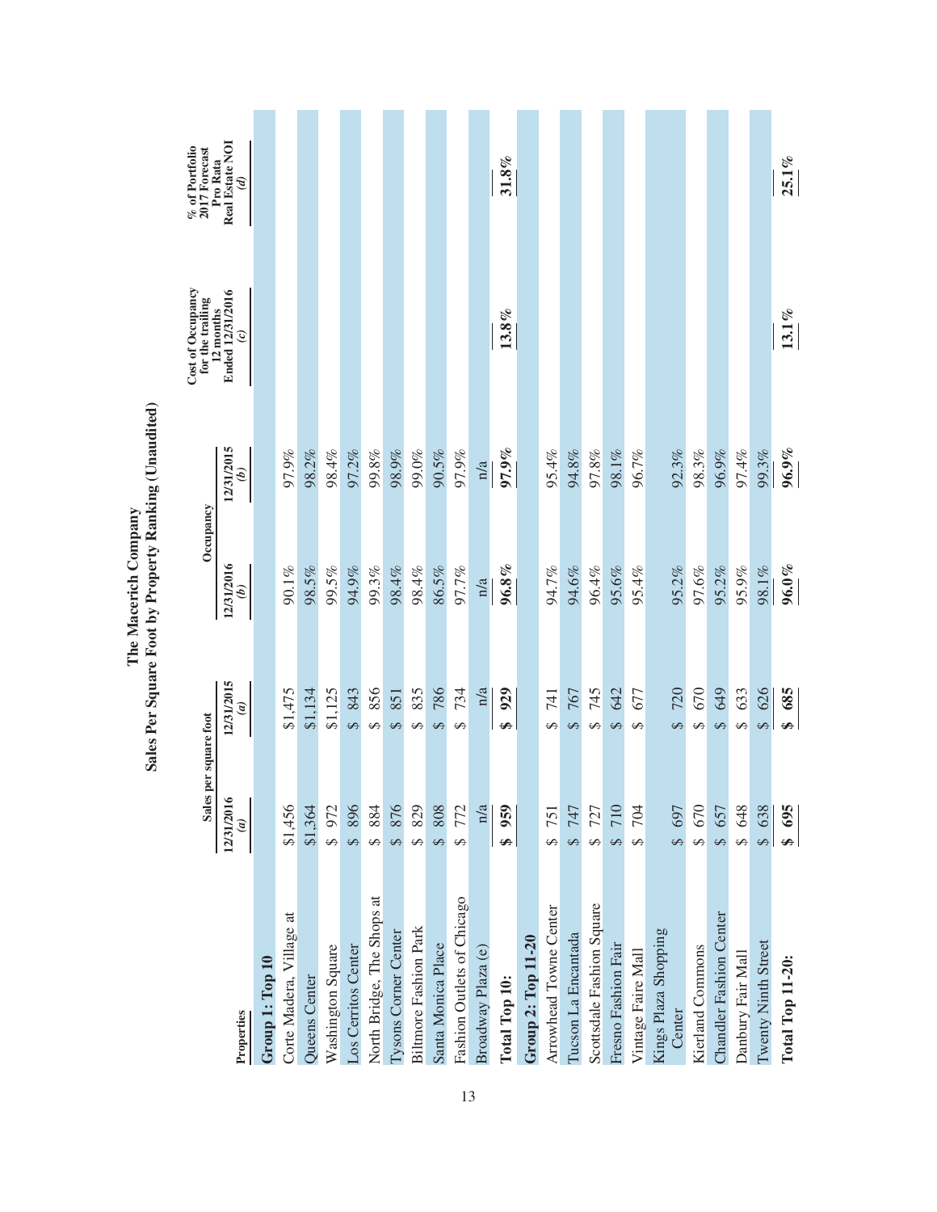# The Macerich Company
## Sales Per Square Foot by Property Ranking (Unaudited)

| Properties | Sales per square foot | | Occupancy | | Cost of Occupancy for the trailing 12 months Ended 12/31/2016 | % of Portfolio 2017 Forecast Pro Rata Real Estate NOI |
|---|---|---|---|---|---|---|
| | 12/31/2016 *(a)* | 12/31/2015 *(a)* | 12/31/2016 *(b)* | 12/31/2015 *(b)* | *(c)* | *(d)* |
| **Group 1: Top 10** | | | | | | |
| Corte Madera, Village at | $1,456 | $1,475 | 90.1% | 97.9% | | |
| Queens Center | $1,364 | $1,134 | 98.5% | 98.2% | | |
| Washington Square | $ 972 | $1,125 | 99.5% | 98.4% | | |
| Los Cerritos Center | $ 896 | $ 843 | 94.9% | 97.2% | | |
| North Bridge, The Shops at | $ 884 | $ 856 | 99.3% | 99.8% | | |
| Tysons Corner Center | $ 876 | $ 851 | 98.4% | 98.9% | | |
| Biltmore Fashion Park | $ 829 | $ 835 | 98.4% | 99.0% | | |
| Santa Monica Place | $ 808 | $ 786 | 86.5% | 90.5% | | |
| Fashion Outlets of Chicago | $ 772 | $ 734 | 97.7% | 97.9% | | |
| Broadway Plaza (e) | n/a | n/a | n/a | n/a | | |
| **Total Top 10:** | **$ 959** | **$ 929** | **96.8%** | **97.9%** | **13.8%** | **31.8%** |
| **Group 2: Top 11-20** | | | | | | |
| Arrowhead Towne Center | $ 751 | $ 741 | 94.7% | 95.4% | | |
| Tucson La Encantada | $ 747 | $ 767 | 94.6% | 94.8% | | |
| Scottsdale Fashion Square | $ 727 | $ 745 | 96.4% | 97.8% | | |
| Fresno Fashion Fair | $ 710 | $ 642 | 95.6% | 98.1% | | |
| Vintage Faire Mall | $ 704 | $ 677 | 95.4% | 96.7% | | |
| Kings Plaza Shopping Center | $ 697 | $ 720 | 95.2% | 92.3% | | |
| Kierland Commons | $ 670 | $ 670 | 97.6% | 98.3% | | |
| Chandler Fashion Center | $ 657 | $ 649 | 95.2% | 96.9% | | |
| Danbury Fair Mall | $ 648 | $ 633 | 95.9% | 97.4% | | |
| Twenty Ninth Street | $ 638 | $ 626 | 98.1% | 99.3% | | |
| **Total Top 11-20:** | **$ 695** | **$ 685** | **96.0%** | **96.9%** | **13.1%** | **25.1%** |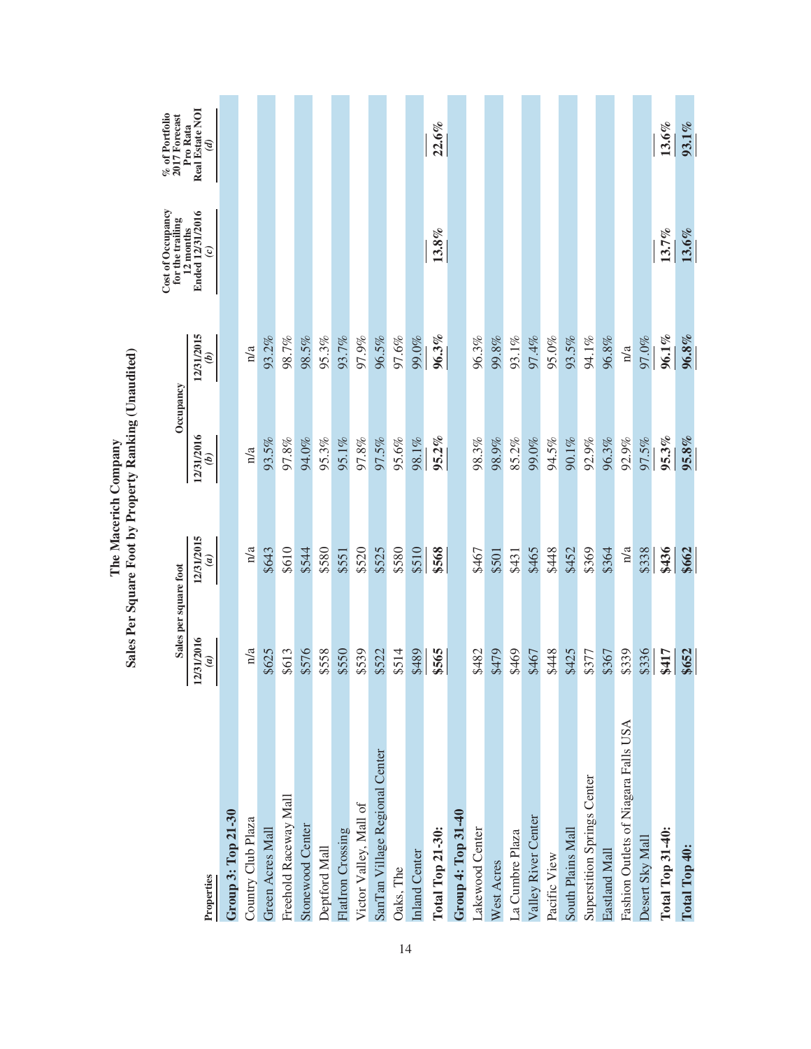# The Macerich Company
## Sales Per Square Foot by Property Ranking (Unaudited)

| Properties | Sales per square foot | | Occupancy | | Cost of Occupancy for the trailing 12 months Ended 12/31/2016 | % of Portfolio 2017 Forecast Pro Rata Real Estate NOI |
|---|---|---|---|---|---|---|
| | 12/31/2016 *(a)* | 12/31/2015 *(a)* | 12/31/2016 *(b)* | 12/31/2015 *(b)* | *(c)* | *(d)* |
| **Group 3: Top 21-30** | | | | | | |
| Country Club Plaza | n/a | n/a | n/a | n/a | | |
| Green Acres Mall | $625 | $643 | 93.5% | 93.2% | | |
| Freehold Raceway Mall | $613 | $610 | 97.8% | 98.7% | | |
| Stonewood Center | $576 | $544 | 94.0% | 98.5% | | |
| Deptford Mall | $558 | $580 | 95.3% | 95.3% | | |
| FlatIron Crossing | $550 | $551 | 95.1% | 93.7% | | |
| Victor Valley, Mall of | $539 | $520 | 97.8% | 97.9% | | |
| SanTan Village Regional Center | $522 | $525 | 97.5% | 96.5% | | |
| Oaks, The | $514 | $580 | 95.6% | 97.6% | | |
| Inland Center | $489 | $510 | 98.1% | 99.0% | | |
| **Total Top 21-30:** | **$565** | **$568** | **95.2%** | **96.3%** | **13.8%** | **22.6%** |
| **Group 4: Top 31-40** | | | | | | |
| Lakewood Center | $482 | $467 | 98.3% | 96.3% | | |
| West Acres | $479 | $501 | 98.9% | 99.8% | | |
| La Cumbre Plaza | $469 | $431 | 85.2% | 93.1% | | |
| Valley River Center | $467 | $465 | 99.0% | 97.4% | | |
| Pacific View | $448 | $448 | 94.5% | 95.0% | | |
| South Plains Mall | $425 | $452 | 90.1% | 93.5% | | |
| Superstition Springs Center | $377 | $369 | 92.9% | 94.1% | | |
| Eastland Mall | $367 | $364 | 96.3% | 96.8% | | |
| Fashion Outlets of Niagara Falls USA | $339 | n/a | 92.9% | n/a | | |
| Desert Sky Mall | $336 | $338 | 97.5% | 97.0% | | |
| **Total Top 31-40:** | **$417** | **$436** | **95.3%** | **96.1%** | **13.7%** | **13.6%** |
| **Total Top 40:** | **$652** | **$662** | **95.8%** | **96.8%** | **13.6%** | **93.1%** |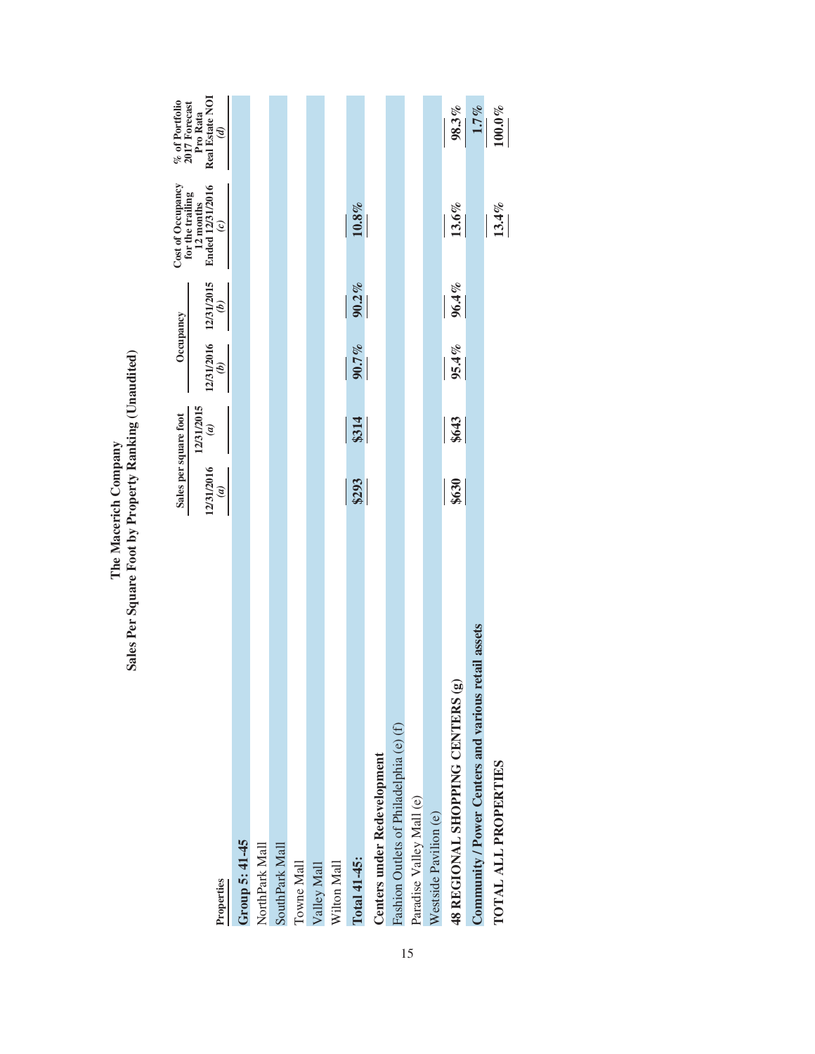# The Macerich Company
## Sales Per Square Foot by Property Ranking (Unaudited)

| Properties | Sales per square foot | | Occupancy | | Cost of Occupancy for the trailing 12 months Ended 12/31/2016 | % of Portfolio 2017 Forecast Pro Rata Real Estate NOI |
|---|---|---|---|---|---|---|
| | 12/31/2016 *(a)* | 12/31/2015 *(a)* | 12/31/2016 *(b)* | 12/31/2015 *(b)* | *(c)* | *(d)* |
| **Group 5: 41-45** | | | | | | |
| NorthPark Mall | | | | | | |
| SouthPark Mall | | | | | | |
| Towne Mall | | | | | | |
| Valley Mall | | | | | | |
| Wilton Mall | | | | | | |
| **Total 41-45:** | **$293** | **$314** | **90.7%** | **90.2%** | **10.8%** | |
| **Centers under Redevelopment** | | | | | | |
| Fashion Outlets of Philadelphia (e) (f) | | | | | | |
| Paradise Valley Mall (e) | | | | | | |
| Westside Pavilion (e) | | | | | | |
| **48 REGIONAL SHOPPING CENTERS (g)** | **$630** | **$643** | **95.4%** | **96.4%** | **13.6%** | **98.3%** |
| **Community / Power Centers and various retail assets** | | | | | | **1.7%** |
| **TOTAL ALL PROPERTIES** | | | | | **13.4%** | **100.0%** |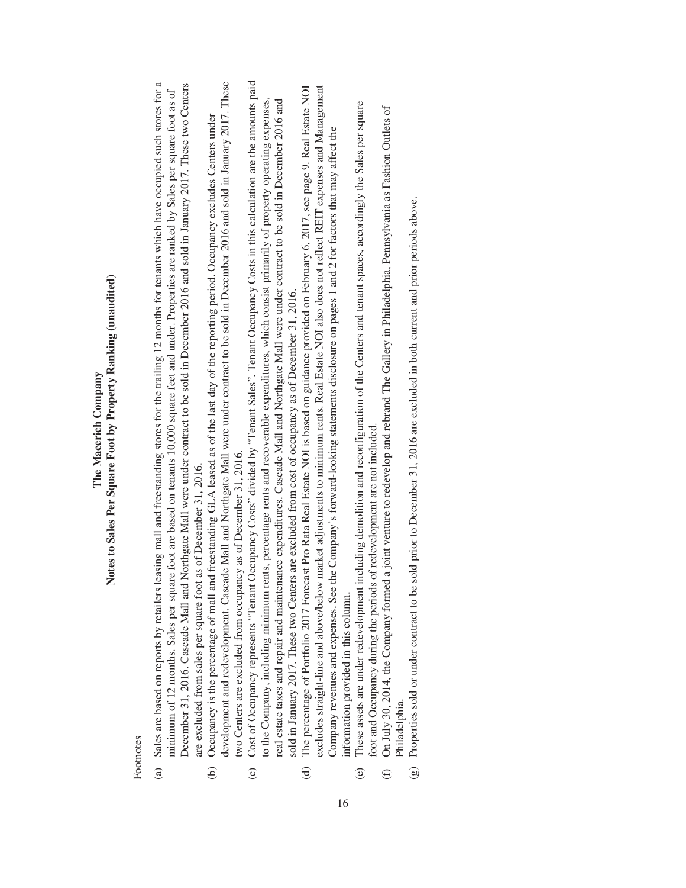# The Macerich Company

## Notes to Sales Per Square Foot by Property Ranking (unaudited)

Footnotes

(a) Sales are based on reports by retailers leasing mall and freestanding stores for the trailing 12 months for tenants which have occupied such stores for a minimum of 12 months. Sales per square foot are based on tenants 10,000 square feet and under. Properties are ranked by Sales per square foot as of December 31, 2016. Cascade Mall and Northgate Mall were under contract to be sold in December 2016 and sold in January 2017. These two Centers are excluded from sales per square foot as of December 31, 2016.

(b) Occupancy is the percentage of mall and freestanding GLA leased as of the last day of the reporting period. Occupancy excludes Centers under development and redevelopment. Cascade Mall and Northgate Mall were under contract to be sold in December 2016 and sold in January 2017. These two Centers are excluded from occupancy as of December 31, 2016.

(c) Cost of Occupancy represents "Tenant Occupancy Costs" divided by "Tenant Sales". Tenant Occupancy Costs in this calculation are the amounts paid to the Company, including minimum rents, percentage rents and recoverable expenditures, which consist primarily of property operating expenses, real estate taxes and repair and maintenance expenditures. Cascade Mall and Northgate Mall were under contract to be sold in December 2016 and sold in January 2017. These two Centers are excluded from cost of occupancy as of December 31, 2016.

(d) The percentage of Portfolio 2017 Forecast Pro Rata Real Estate NOI is based on guidance provided on February 6, 2017, see page 9. Real Estate NOI excludes straight-line and above/below market adjustments to minimum rents. Real Estate NOI also does not reflect REIT expenses and Management Company revenues and expenses. See the Company's forward-looking statements disclosure on pages 1 and 2 for factors that may affect the information provided in this column.

(e) These assets are under redevelopment including demolition and reconfiguration of the Centers and tenant spaces, accordingly the Sales per square foot and Occupancy during the periods of redevelopment are not included.

(f) On July 30, 2014, the Company formed a joint venture to redevelop and rebrand The Gallery in Philadelphia, Pennsylvania as Fashion Outlets of Philadelphia.

(g) Properties sold or under contract to be sold prior to December 31, 2016 are excluded in both current and prior periods above.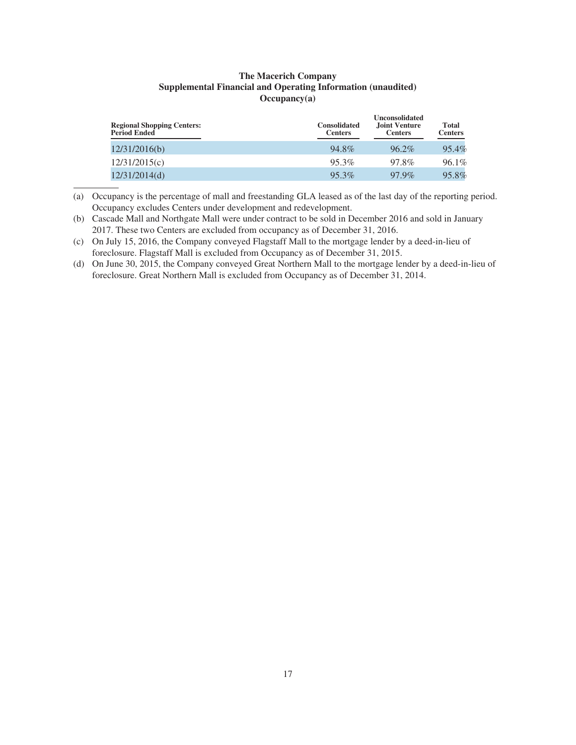**The Macerich Company**
**Supplemental Financial and Operating Information (unaudited)**
**Occupancy(a)**

| Regional Shopping Centers: Period Ended | Consolidated Centers | Unconsolidated Joint Venture Centers | Total Centers |
|---|---|---|---|
| 12/31/2016(b) | 94.8% | 96.2% | 95.4% |
| 12/31/2015(c) | 95.3% | 97.8% | 96.1% |
| 12/31/2014(d) | 95.3% | 97.9% | 95.8% |

(a) Occupancy is the percentage of mall and freestanding GLA leased as of the last day of the reporting period. Occupancy excludes Centers under development and redevelopment.

(b) Cascade Mall and Northgate Mall were under contract to be sold in December 2016 and sold in January 2017. These two Centers are excluded from occupancy as of December 31, 2016.

(c) On July 15, 2016, the Company conveyed Flagstaff Mall to the mortgage lender by a deed-in-lieu of foreclosure. Flagstaff Mall is excluded from Occupancy as of December 31, 2015.

(d) On June 30, 2015, the Company conveyed Great Northern Mall to the mortgage lender by a deed-in-lieu of foreclosure. Great Northern Mall is excluded from Occupancy as of December 31, 2014.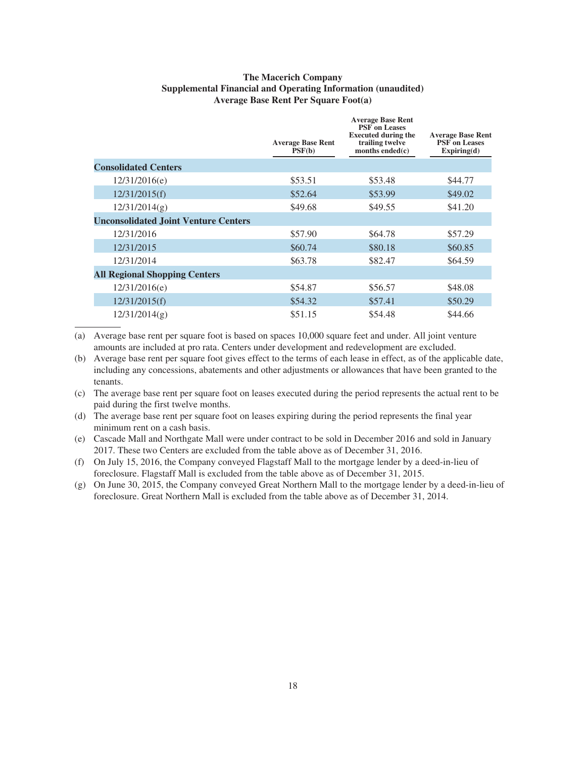**The Macerich Company**
**Supplemental Financial and Operating Information (unaudited)**
**Average Base Rent Per Square Foot(a)**

| | Average Base Rent PSF(b) | Average Base Rent PSF on Leases Executed during the trailing twelve months ended(c) | Average Base Rent PSF on Leases Expiring(d) |
|---|---|---|---|
| **Consolidated Centers** | | | |
| 12/31/2016(e) | $53.51 | $53.48 | $44.77 |
| 12/31/2015(f) | $52.64 | $53.99 | $49.02 |
| 12/31/2014(g) | $49.68 | $49.55 | $41.20 |
| **Unconsolidated Joint Venture Centers** | | | |
| 12/31/2016 | $57.90 | $64.78 | $57.29 |
| 12/31/2015 | $60.74 | $80.18 | $60.85 |
| 12/31/2014 | $63.78 | $82.47 | $64.59 |
| **All Regional Shopping Centers** | | | |
| 12/31/2016(e) | $54.87 | $56.57 | $48.08 |
| 12/31/2015(f) | $54.32 | $57.41 | $50.29 |
| 12/31/2014(g) | $51.15 | $54.48 | $44.66 |

(a) Average base rent per square foot is based on spaces 10,000 square feet and under. All joint venture amounts are included at pro rata. Centers under development and redevelopment are excluded.

(b) Average base rent per square foot gives effect to the terms of each lease in effect, as of the applicable date, including any concessions, abatements and other adjustments or allowances that have been granted to the tenants.

(c) The average base rent per square foot on leases executed during the period represents the actual rent to be paid during the first twelve months.

(d) The average base rent per square foot on leases expiring during the period represents the final year minimum rent on a cash basis.

(e) Cascade Mall and Northgate Mall were under contract to be sold in December 2016 and sold in January 2017. These two Centers are excluded from the table above as of December 31, 2016.

(f) On July 15, 2016, the Company conveyed Flagstaff Mall to the mortgage lender by a deed-in-lieu of foreclosure. Flagstaff Mall is excluded from the table above as of December 31, 2015.

(g) On June 30, 2015, the Company conveyed Great Northern Mall to the mortgage lender by a deed-in-lieu of foreclosure. Great Northern Mall is excluded from the table above as of December 31, 2014.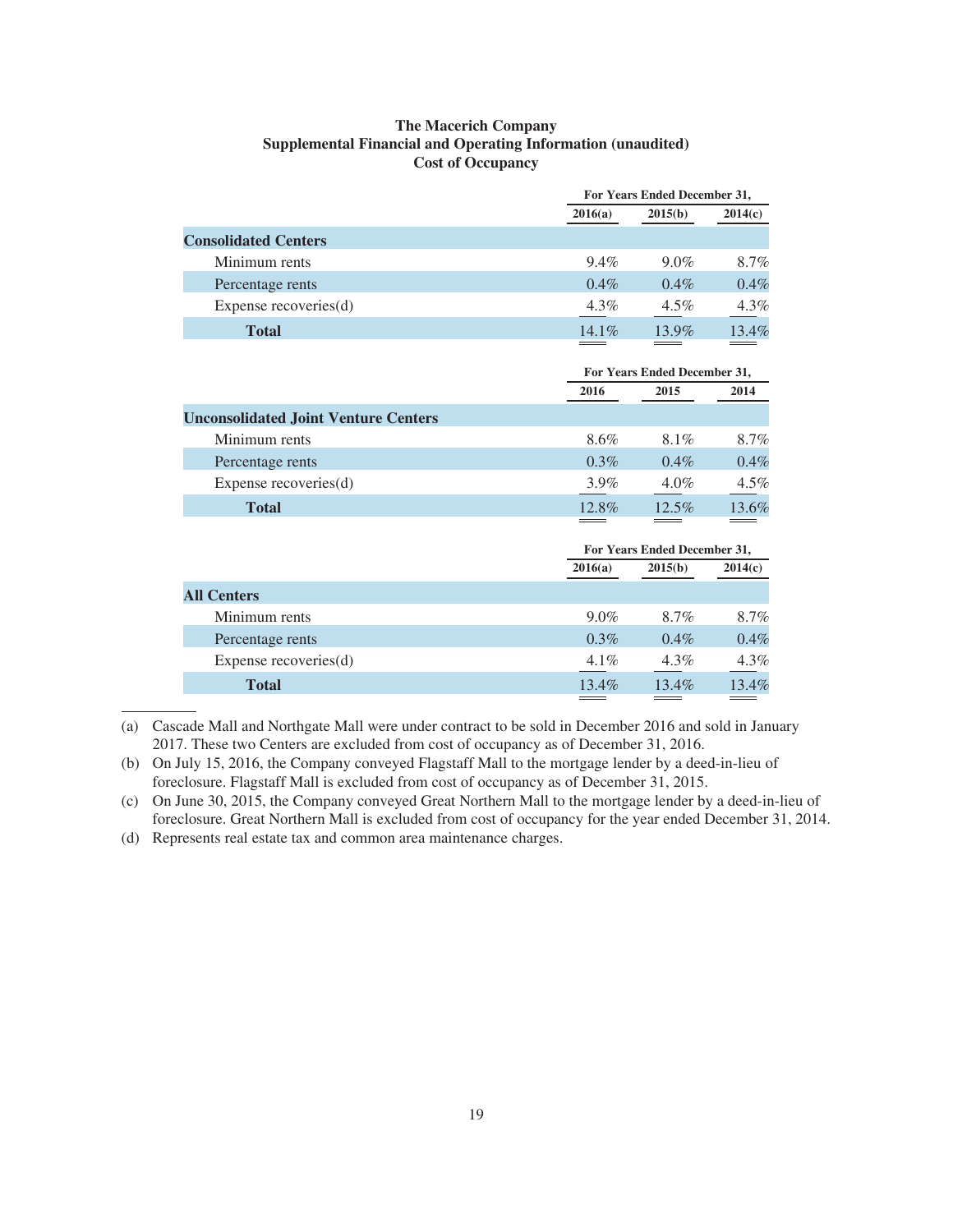**The Macerich Company**
**Supplemental Financial and Operating Information (unaudited)**
**Cost of Occupancy**

| | For Years Ended December 31, | | |
|---|---|---|---|
| | 2016(a) | 2015(b) | 2014(c) |
| **Consolidated Centers** | | | |
| Minimum rents | 9.4% | 9.0% | 8.7% |
| Percentage rents | 0.4% | 0.4% | 0.4% |
| Expense recoveries(d) | 4.3% | 4.5% | 4.3% |
| **Total** | 14.1% | 13.9% | 13.4% |

| | For Years Ended December 31, | | |
|---|---|---|---|
| | 2016 | 2015 | 2014 |
| **Unconsolidated Joint Venture Centers** | | | |
| Minimum rents | 8.6% | 8.1% | 8.7% |
| Percentage rents | 0.3% | 0.4% | 0.4% |
| Expense recoveries(d) | 3.9% | 4.0% | 4.5% |
| **Total** | 12.8% | 12.5% | 13.6% |

| | For Years Ended December 31, | | |
|---|---|---|---|
| | 2016(a) | 2015(b) | 2014(c) |
| **All Centers** | | | |
| Minimum rents | 9.0% | 8.7% | 8.7% |
| Percentage rents | 0.3% | 0.4% | 0.4% |
| Expense recoveries(d) | 4.1% | 4.3% | 4.3% |
| **Total** | 13.4% | 13.4% | 13.4% |

(a) Cascade Mall and Northgate Mall were under contract to be sold in December 2016 and sold in January 2017. These two Centers are excluded from cost of occupancy as of December 31, 2016.

(b) On July 15, 2016, the Company conveyed Flagstaff Mall to the mortgage lender by a deed-in-lieu of foreclosure. Flagstaff Mall is excluded from cost of occupancy as of December 31, 2015.

(c) On June 30, 2015, the Company conveyed Great Northern Mall to the mortgage lender by a deed-in-lieu of foreclosure. Great Northern Mall is excluded from cost of occupancy for the year ended December 31, 2014.

(d) Represents real estate tax and common area maintenance charges.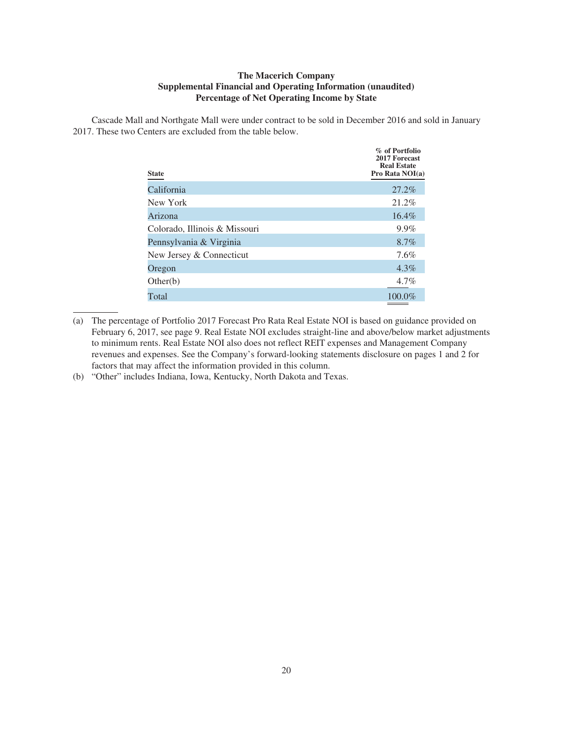**The Macerich Company**
**Supplemental Financial and Operating Information (unaudited)**
**Percentage of Net Operating Income by State**

Cascade Mall and Northgate Mall were under contract to be sold in December 2016 and sold in January 2017. These two Centers are excluded from the table below.

| State | % of Portfolio 2017 Forecast Real Estate Pro Rata NOI(a) |
|---|---|
| California | 27.2% |
| New York | 21.2% |
| Arizona | 16.4% |
| Colorado, Illinois & Missouri | 9.9% |
| Pennsylvania & Virginia | 8.7% |
| New Jersey & Connecticut | 7.6% |
| Oregon | 4.3% |
| Other(b) | 4.7% |
| Total | 100.0% |

(a) The percentage of Portfolio 2017 Forecast Pro Rata Real Estate NOI is based on guidance provided on February 6, 2017, see page 9. Real Estate NOI excludes straight-line and above/below market adjustments to minimum rents. Real Estate NOI also does not reflect REIT expenses and Management Company revenues and expenses. See the Company's forward-looking statements disclosure on pages 1 and 2 for factors that may affect the information provided in this column.

(b) "Other" includes Indiana, Iowa, Kentucky, North Dakota and Texas.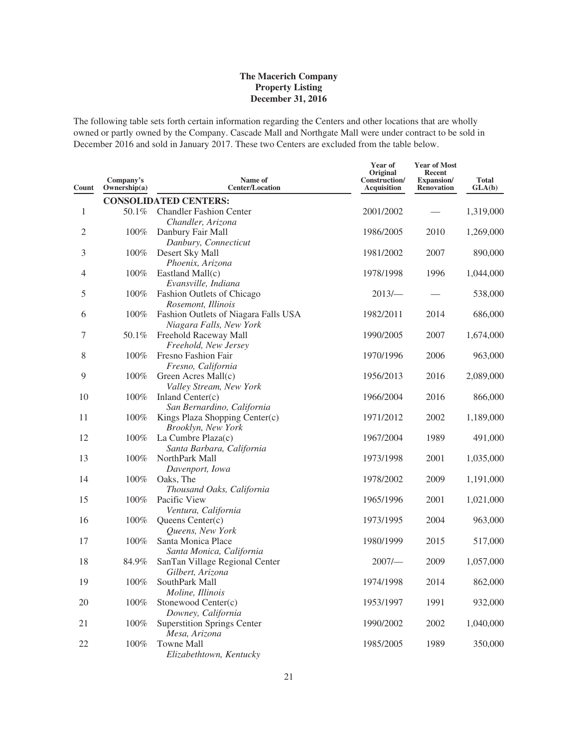**The Macerich Company**
**Property Listing**
**December 31, 2016**

The following table sets forth certain information regarding the Centers and other locations that are wholly owned or partly owned by the Company. Cascade Mall and Northgate Mall were under contract to be sold in December 2016 and sold in January 2017. These two Centers are excluded from the table below.

| Count | Company's Ownership(a) | Name of Center/Location | Year of Original Construction/ Acquisition | Year of Most Recent Expansion/ Renovation | Total GLA(b) |
|---|---|---|---|---|---|
| | | **CONSOLIDATED CENTERS:** | | | |
| 1 | 50.1% | Chandler Fashion Center<br>*Chandler, Arizona* | 2001/2002 | — | 1,319,000 |
| 2 | 100% | Danbury Fair Mall<br>*Danbury, Connecticut* | 1986/2005 | 2010 | 1,269,000 |
| 3 | 100% | Desert Sky Mall<br>*Phoenix, Arizona* | 1981/2002 | 2007 | 890,000 |
| 4 | 100% | Eastland Mall(c)<br>*Evansville, Indiana* | 1978/1998 | 1996 | 1,044,000 |
| 5 | 100% | Fashion Outlets of Chicago<br>*Rosemont, Illinois* | 2013/— | — | 538,000 |
| 6 | 100% | Fashion Outlets of Niagara Falls USA<br>*Niagara Falls, New York* | 1982/2011 | 2014 | 686,000 |
| 7 | 50.1% | Freehold Raceway Mall<br>*Freehold, New Jersey* | 1990/2005 | 2007 | 1,674,000 |
| 8 | 100% | Fresno Fashion Fair<br>*Fresno, California* | 1970/1996 | 2006 | 963,000 |
| 9 | 100% | Green Acres Mall(c)<br>*Valley Stream, New York* | 1956/2013 | 2016 | 2,089,000 |
| 10 | 100% | Inland Center(c)<br>*San Bernardino, California* | 1966/2004 | 2016 | 866,000 |
| 11 | 100% | Kings Plaza Shopping Center(c)<br>*Brooklyn, New York* | 1971/2012 | 2002 | 1,189,000 |
| 12 | 100% | La Cumbre Plaza(c)<br>*Santa Barbara, California* | 1967/2004 | 1989 | 491,000 |
| 13 | 100% | NorthPark Mall<br>*Davenport, Iowa* | 1973/1998 | 2001 | 1,035,000 |
| 14 | 100% | Oaks, The<br>*Thousand Oaks, California* | 1978/2002 | 2009 | 1,191,000 |
| 15 | 100% | Pacific View<br>*Ventura, California* | 1965/1996 | 2001 | 1,021,000 |
| 16 | 100% | Queens Center(c)<br>*Queens, New York* | 1973/1995 | 2004 | 963,000 |
| 17 | 100% | Santa Monica Place<br>*Santa Monica, California* | 1980/1999 | 2015 | 517,000 |
| 18 | 84.9% | SanTan Village Regional Center<br>*Gilbert, Arizona* | 2007/— | 2009 | 1,057,000 |
| 19 | 100% | SouthPark Mall<br>*Moline, Illinois* | 1974/1998 | 2014 | 862,000 |
| 20 | 100% | Stonewood Center(c)<br>*Downey, California* | 1953/1997 | 1991 | 932,000 |
| 21 | 100% | Superstition Springs Center<br>*Mesa, Arizona* | 1990/2002 | 2002 | 1,040,000 |
| 22 | 100% | Towne Mall<br>*Elizabethtown, Kentucky* | 1985/2005 | 1989 | 350,000 |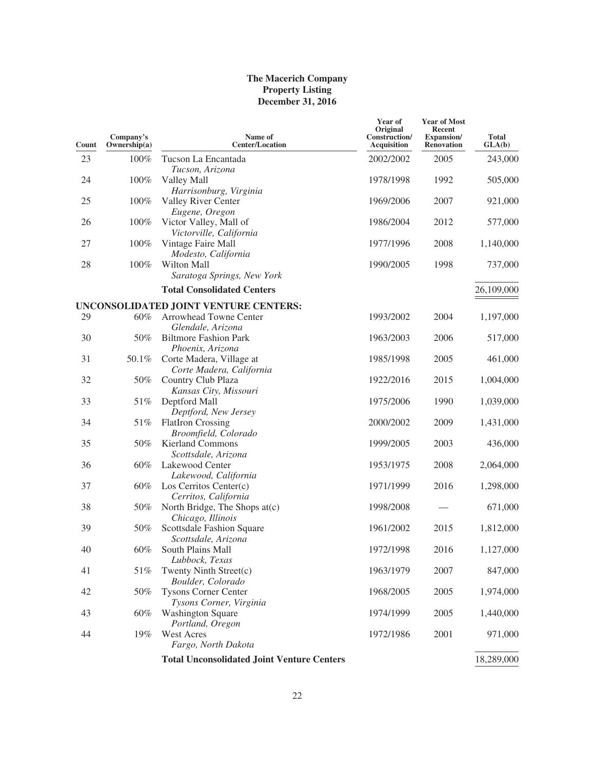# The Macerich Company
## Property Listing
## December 31, 2016

| Count | Company's Ownership(a) | Name of Center/Location | Year of Original Construction/ Acquisition | Year of Most Recent Expansion/ Renovation | Total GLA(b) |
|---|---|---|---|---|---|
| 23 | 100% | Tucson La Encantada<br>*Tucson, Arizona* | 2002/2002 | 2005 | 243,000 |
| 24 | 100% | Valley Mall<br>*Harrisonburg, Virginia* | 1978/1998 | 1992 | 505,000 |
| 25 | 100% | Valley River Center<br>*Eugene, Oregon* | 1969/2006 | 2007 | 921,000 |
| 26 | 100% | Victor Valley, Mall of<br>*Victorville, California* | 1986/2004 | 2012 | 577,000 |
| 27 | 100% | Vintage Faire Mall<br>*Modesto, California* | 1977/1996 | 2008 | 1,140,000 |
| 28 | 100% | Wilton Mall<br>*Saratoga Springs, New York* | 1990/2005 | 1998 | 737,000 |
| | | **Total Consolidated Centers** | | | 26,109,000 |
| **UNCONSOLIDATED JOINT VENTURE CENTERS:** | | | | | |
| 29 | 60% | Arrowhead Towne Center<br>*Glendale, Arizona* | 1993/2002 | 2004 | 1,197,000 |
| 30 | 50% | Biltmore Fashion Park<br>*Phoenix, Arizona* | 1963/2003 | 2006 | 517,000 |
| 31 | 50.1% | Corte Madera, Village at<br>*Corte Madera, California* | 1985/1998 | 2005 | 461,000 |
| 32 | 50% | Country Club Plaza<br>*Kansas City, Missouri* | 1922/2016 | 2015 | 1,004,000 |
| 33 | 51% | Deptford Mall<br>*Deptford, New Jersey* | 1975/2006 | 1990 | 1,039,000 |
| 34 | 51% | FlatIron Crossing<br>*Broomfield, Colorado* | 2000/2002 | 2009 | 1,431,000 |
| 35 | 50% | Kierland Commons<br>*Scottsdale, Arizona* | 1999/2005 | 2003 | 436,000 |
| 36 | 60% | Lakewood Center<br>*Lakewood, California* | 1953/1975 | 2008 | 2,064,000 |
| 37 | 60% | Los Cerritos Center(c)<br>*Cerritos, California* | 1971/1999 | 2016 | 1,298,000 |
| 38 | 50% | North Bridge, The Shops at(c)<br>*Chicago, Illinois* | 1998/2008 | — | 671,000 |
| 39 | 50% | Scottsdale Fashion Square<br>*Scottsdale, Arizona* | 1961/2002 | 2015 | 1,812,000 |
| 40 | 60% | South Plains Mall<br>*Lubbock, Texas* | 1972/1998 | 2016 | 1,127,000 |
| 41 | 51% | Twenty Ninth Street(c)<br>*Boulder, Colorado* | 1963/1979 | 2007 | 847,000 |
| 42 | 50% | Tysons Corner Center<br>*Tysons Corner, Virginia* | 1968/2005 | 2005 | 1,974,000 |
| 43 | 60% | Washington Square<br>*Portland, Oregon* | 1974/1999 | 2005 | 1,440,000 |
| 44 | 19% | West Acres<br>*Fargo, North Dakota* | 1972/1986 | 2001 | 971,000 |
| | | **Total Unconsolidated Joint Venture Centers** | | | 18,289,000 |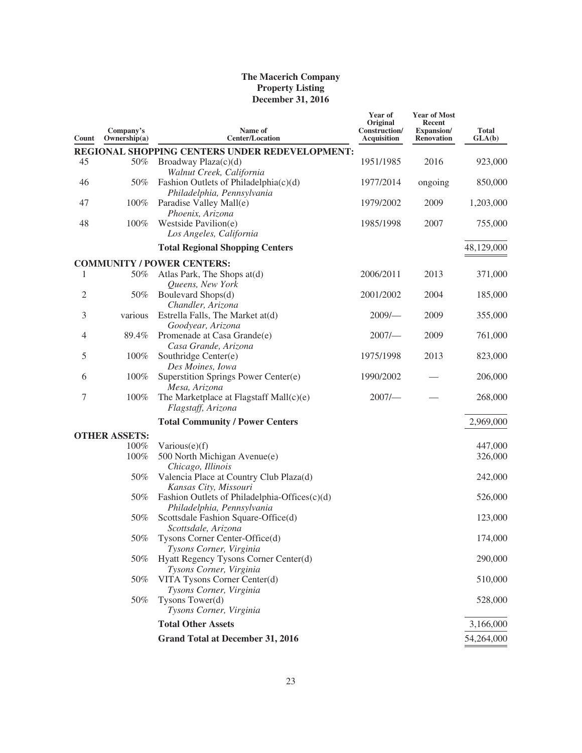**The Macerich Company**
**Property Listing**
**December 31, 2016**

| Count | Company's Ownership(a) | Name of Center/Location | Year of Original Construction/ Acquisition | Year of Most Recent Expansion/ Renovation | Total GLA(b) |
|---|---|---|---|---|---|
| | | **REGIONAL SHOPPING CENTERS UNDER REDEVELOPMENT:** | | | |
| 45 | 50% | Broadway Plaza(c)(d) *Walnut Creek, California* | 1951/1985 | 2016 | 923,000 |
| 46 | 50% | Fashion Outlets of Philadelphia(c)(d) *Philadelphia, Pennsylvania* | 1977/2014 | ongoing | 850,000 |
| 47 | 100% | Paradise Valley Mall(e) *Phoenix, Arizona* | 1979/2002 | 2009 | 1,203,000 |
| 48 | 100% | Westside Pavilion(e) *Los Angeles, California* | 1985/1998 | 2007 | 755,000 |
| | | **Total Regional Shopping Centers** | | | 48,129,000 |
| | | **COMMUNITY / POWER CENTERS:** | | | |
| 1 | 50% | Atlas Park, The Shops at(d) *Queens, New York* | 2006/2011 | 2013 | 371,000 |
| 2 | 50% | Boulevard Shops(d) *Chandler, Arizona* | 2001/2002 | 2004 | 185,000 |
| 3 | various | Estrella Falls, The Market at(d) *Goodyear, Arizona* | 2009/— | 2009 | 355,000 |
| 4 | 89.4% | Promenade at Casa Grande(e) *Casa Grande, Arizona* | 2007/— | 2009 | 761,000 |
| 5 | 100% | Southridge Center(e) *Des Moines, Iowa* | 1975/1998 | 2013 | 823,000 |
| 6 | 100% | Superstition Springs Power Center(e) *Mesa, Arizona* | 1990/2002 | — | 206,000 |
| 7 | 100% | The Marketplace at Flagstaff Mall(c)(e) *Flagstaff, Arizona* | 2007/— | — | 268,000 |
| | | **Total Community / Power Centers** | | | 2,969,000 |
| | **OTHER ASSETS:** | | | | |
| | 100% | Various(e)(f) | | | 447,000 |
| | 100% | 500 North Michigan Avenue(e) *Chicago, Illinois* | | | 326,000 |
| | 50% | Valencia Place at Country Club Plaza(d) *Kansas City, Missouri* | | | 242,000 |
| | 50% | Fashion Outlets of Philadelphia-Offices(c)(d) *Philadelphia, Pennsylvania* | | | 526,000 |
| | 50% | Scottsdale Fashion Square-Office(d) *Scottsdale, Arizona* | | | 123,000 |
| | 50% | Tysons Corner Center-Office(d) *Tysons Corner, Virginia* | | | 174,000 |
| | 50% | Hyatt Regency Tysons Corner Center(d) *Tysons Corner, Virginia* | | | 290,000 |
| | 50% | VITA Tysons Corner Center(d) *Tysons Corner, Virginia* | | | 510,000 |
| | 50% | Tysons Tower(d) *Tysons Corner, Virginia* | | | 528,000 |
| | | **Total Other Assets** | | | 3,166,000 |
| | | **Grand Total at December 31, 2016** | | | 54,264,000 |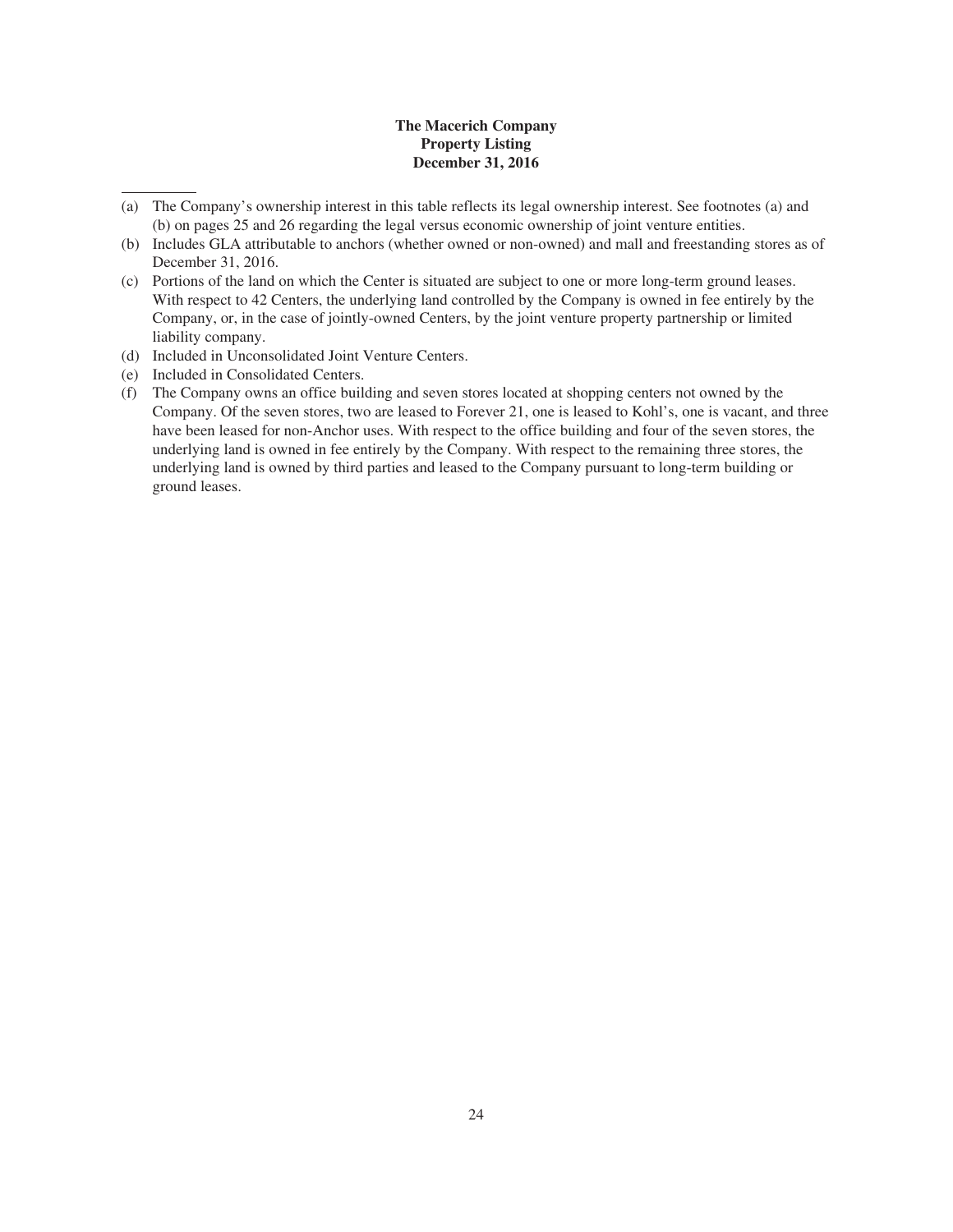**The Macerich Company**
**Property Listing**
**December 31, 2016**

---

(a) The Company's ownership interest in this table reflects its legal ownership interest. See footnotes (a) and (b) on pages 25 and 26 regarding the legal versus economic ownership of joint venture entities.

(b) Includes GLA attributable to anchors (whether owned or non-owned) and mall and freestanding stores as of December 31, 2016.

(c) Portions of the land on which the Center is situated are subject to one or more long-term ground leases. With respect to 42 Centers, the underlying land controlled by the Company is owned in fee entirely by the Company, or, in the case of jointly-owned Centers, by the joint venture property partnership or limited liability company.

(d) Included in Unconsolidated Joint Venture Centers.

(e) Included in Consolidated Centers.

(f) The Company owns an office building and seven stores located at shopping centers not owned by the Company. Of the seven stores, two are leased to Forever 21, one is leased to Kohl's, one is vacant, and three have been leased for non-Anchor uses. With respect to the office building and four of the seven stores, the underlying land is owned in fee entirely by the Company. With respect to the remaining three stores, the underlying land is owned by third parties and leased to the Company pursuant to long-term building or ground leases.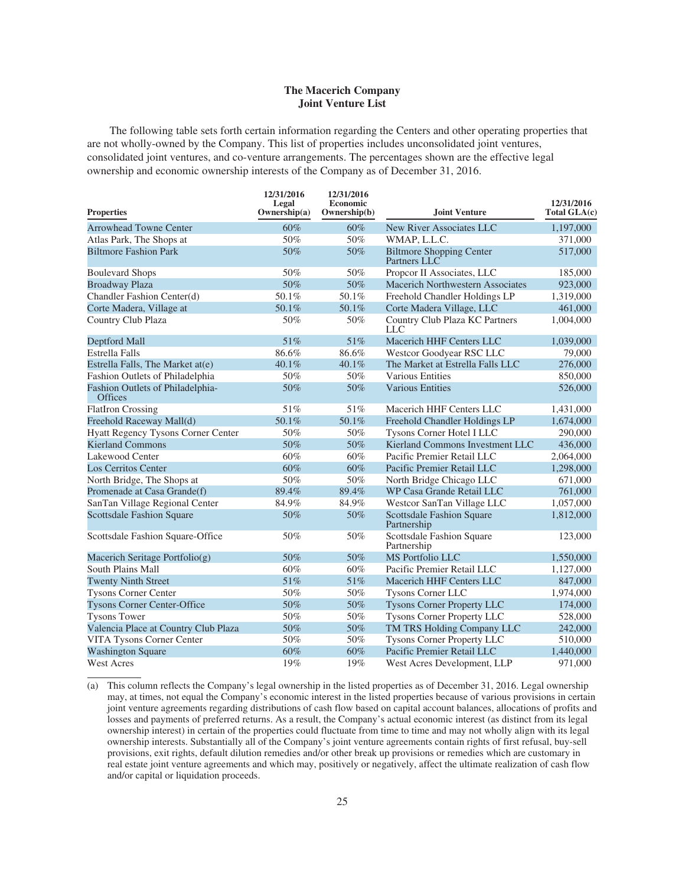**The Macerich Company**
**Joint Venture List**

The following table sets forth certain information regarding the Centers and other operating properties that are not wholly-owned by the Company. This list of properties includes unconsolidated joint ventures, consolidated joint ventures, and co-venture arrangements. The percentages shown are the effective legal ownership and economic ownership interests of the Company as of December 31, 2016.

| Properties | 12/31/2016 Legal Ownership(a) | 12/31/2016 Economic Ownership(b) | Joint Venture | 12/31/2016 Total GLA(c) |
|---|---|---|---|---|
| Arrowhead Towne Center | 60% | 60% | New River Associates LLC | 1,197,000 |
| Atlas Park, The Shops at | 50% | 50% | WMAP, L.L.C. | 371,000 |
| Biltmore Fashion Park | 50% | 50% | Biltmore Shopping Center Partners LLC | 517,000 |
| Boulevard Shops | 50% | 50% | Propcor II Associates, LLC | 185,000 |
| Broadway Plaza | 50% | 50% | Macerich Northwestern Associates | 923,000 |
| Chandler Fashion Center(d) | 50.1% | 50.1% | Freehold Chandler Holdings LP | 1,319,000 |
| Corte Madera, Village at | 50.1% | 50.1% | Corte Madera Village, LLC | 461,000 |
| Country Club Plaza | 50% | 50% | Country Club Plaza KC Partners LLC | 1,004,000 |
| Deptford Mall | 51% | 51% | Macerich HHF Centers LLC | 1,039,000 |
| Estrella Falls | 86.6% | 86.6% | Westcor Goodyear RSC LLC | 79,000 |
| Estrella Falls, The Market at(e) | 40.1% | 40.1% | The Market at Estrella Falls LLC | 276,000 |
| Fashion Outlets of Philadelphia | 50% | 50% | Various Entities | 850,000 |
| Fashion Outlets of Philadelphia-Offices | 50% | 50% | Various Entities | 526,000 |
| FlatIron Crossing | 51% | 51% | Macerich HHF Centers LLC | 1,431,000 |
| Freehold Raceway Mall(d) | 50.1% | 50.1% | Freehold Chandler Holdings LP | 1,674,000 |
| Hyatt Regency Tysons Corner Center | 50% | 50% | Tysons Corner Hotel I LLC | 290,000 |
| Kierland Commons | 50% | 50% | Kierland Commons Investment LLC | 436,000 |
| Lakewood Center | 60% | 60% | Pacific Premier Retail LLC | 2,064,000 |
| Los Cerritos Center | 60% | 60% | Pacific Premier Retail LLC | 1,298,000 |
| North Bridge, The Shops at | 50% | 50% | North Bridge Chicago LLC | 671,000 |
| Promenade at Casa Grande(f) | 89.4% | 89.4% | WP Casa Grande Retail LLC | 761,000 |
| SanTan Village Regional Center | 84.9% | 84.9% | Westcor SanTan Village LLC | 1,057,000 |
| Scottsdale Fashion Square | 50% | 50% | Scottsdale Fashion Square Partnership | 1,812,000 |
| Scottsdale Fashion Square-Office | 50% | 50% | Scottsdale Fashion Square Partnership | 123,000 |
| Macerich Seritage Portfolio(g) | 50% | 50% | MS Portfolio LLC | 1,550,000 |
| South Plains Mall | 60% | 60% | Pacific Premier Retail LLC | 1,127,000 |
| Twenty Ninth Street | 51% | 51% | Macerich HHF Centers LLC | 847,000 |
| Tysons Corner Center | 50% | 50% | Tysons Corner LLC | 1,974,000 |
| Tysons Corner Center-Office | 50% | 50% | Tysons Corner Property LLC | 174,000 |
| Tysons Tower | 50% | 50% | Tysons Corner Property LLC | 528,000 |
| Valencia Place at Country Club Plaza | 50% | 50% | TM TRS Holding Company LLC | 242,000 |
| VITA Tysons Corner Center | 50% | 50% | Tysons Corner Property LLC | 510,000 |
| Washington Square | 60% | 60% | Pacific Premier Retail LLC | 1,440,000 |
| West Acres | 19% | 19% | West Acres Development, LLP | 971,000 |

(a) This column reflects the Company's legal ownership in the listed properties as of December 31, 2016. Legal ownership may, at times, not equal the Company's economic interest in the listed properties because of various provisions in certain joint venture agreements regarding distributions of cash flow based on capital account balances, allocations of profits and losses and payments of preferred returns. As a result, the Company's actual economic interest (as distinct from its legal ownership interest) in certain of the properties could fluctuate from time to time and may not wholly align with its legal ownership interests. Substantially all of the Company's joint venture agreements contain rights of first refusal, buy-sell provisions, exit rights, default dilution remedies and/or other break up provisions or remedies which are customary in real estate joint venture agreements and which may, positively or negatively, affect the ultimate realization of cash flow and/or capital or liquidation proceeds.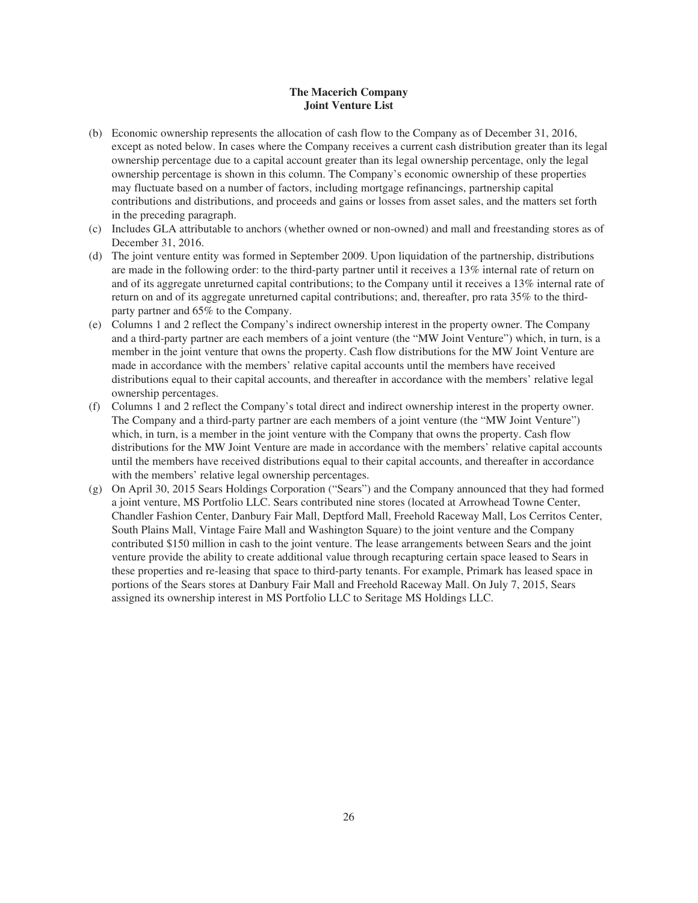**The Macerich Company**
**Joint Venture List**

(b) Economic ownership represents the allocation of cash flow to the Company as of December 31, 2016, except as noted below. In cases where the Company receives a current cash distribution greater than its legal ownership percentage due to a capital account greater than its legal ownership percentage, only the legal ownership percentage is shown in this column. The Company's economic ownership of these properties may fluctuate based on a number of factors, including mortgage refinancings, partnership capital contributions and distributions, and proceeds and gains or losses from asset sales, and the matters set forth in the preceding paragraph.

(c) Includes GLA attributable to anchors (whether owned or non-owned) and mall and freestanding stores as of December 31, 2016.

(d) The joint venture entity was formed in September 2009. Upon liquidation of the partnership, distributions are made in the following order: to the third-party partner until it receives a 13% internal rate of return on and of its aggregate unreturned capital contributions; to the Company until it receives a 13% internal rate of return on and of its aggregate unreturned capital contributions; and, thereafter, pro rata 35% to the third-party partner and 65% to the Company.

(e) Columns 1 and 2 reflect the Company's indirect ownership interest in the property owner. The Company and a third-party partner are each members of a joint venture (the "MW Joint Venture") which, in turn, is a member in the joint venture that owns the property. Cash flow distributions for the MW Joint Venture are made in accordance with the members' relative capital accounts until the members have received distributions equal to their capital accounts, and thereafter in accordance with the members' relative legal ownership percentages.

(f) Columns 1 and 2 reflect the Company's total direct and indirect ownership interest in the property owner. The Company and a third-party partner are each members of a joint venture (the "MW Joint Venture") which, in turn, is a member in the joint venture with the Company that owns the property. Cash flow distributions for the MW Joint Venture are made in accordance with the members' relative capital accounts until the members have received distributions equal to their capital accounts, and thereafter in accordance with the members' relative legal ownership percentages.

(g) On April 30, 2015 Sears Holdings Corporation ("Sears") and the Company announced that they had formed a joint venture, MS Portfolio LLC. Sears contributed nine stores (located at Arrowhead Towne Center, Chandler Fashion Center, Danbury Fair Mall, Deptford Mall, Freehold Raceway Mall, Los Cerritos Center, South Plains Mall, Vintage Faire Mall and Washington Square) to the joint venture and the Company contributed $150 million in cash to the joint venture. The lease arrangements between Sears and the joint venture provide the ability to create additional value through recapturing certain space leased to Sears in these properties and re-leasing that space to third-party tenants. For example, Primark has leased space in portions of the Sears stores at Danbury Fair Mall and Freehold Raceway Mall. On July 7, 2015, Sears assigned its ownership interest in MS Portfolio LLC to Seritage MS Holdings LLC.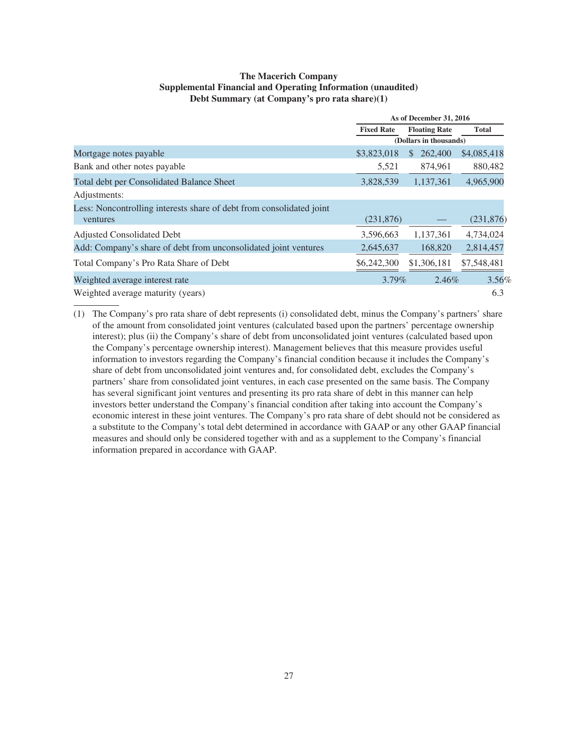**The Macerich Company**
**Supplemental Financial and Operating Information (unaudited)**
**Debt Summary (at Company's pro rata share)(1)**

| | As of December 31, 2016 | | |
|---|---|---|---|
| | **Fixed Rate** | **Floating Rate** | **Total** |
| | (Dollars in thousands) | | |
| Mortgage notes payable | $3,823,018 | $ 262,400 | $4,085,418 |
| Bank and other notes payable | 5,521 | 874,961 | 880,482 |
| Total debt per Consolidated Balance Sheet | 3,828,539 | 1,137,361 | 4,965,900 |
| Adjustments: | | | |
| Less: Noncontrolling interests share of debt from consolidated joint ventures | (231,876) | — | (231,876) |
| Adjusted Consolidated Debt | 3,596,663 | 1,137,361 | 4,734,024 |
| Add: Company's share of debt from unconsolidated joint ventures | 2,645,637 | 168,820 | 2,814,457 |
| Total Company's Pro Rata Share of Debt | $6,242,300 | $1,306,181 | $7,548,481 |
| Weighted average interest rate | 3.79% | 2.46% | 3.56% |
| Weighted average maturity (years) | | | 6.3 |

(1) The Company's pro rata share of debt represents (i) consolidated debt, minus the Company's partners' share of the amount from consolidated joint ventures (calculated based upon the partners' percentage ownership interest); plus (ii) the Company's share of debt from unconsolidated joint ventures (calculated based upon the Company's percentage ownership interest). Management believes that this measure provides useful information to investors regarding the Company's financial condition because it includes the Company's share of debt from unconsolidated joint ventures and, for consolidated debt, excludes the Company's partners' share from consolidated joint ventures, in each case presented on the same basis. The Company has several significant joint ventures and presenting its pro rata share of debt in this manner can help investors better understand the Company's financial condition after taking into account the Company's economic interest in these joint ventures. The Company's pro rata share of debt should not be considered as a substitute to the Company's total debt determined in accordance with GAAP or any other GAAP financial measures and should only be considered together with and as a supplement to the Company's financial information prepared in accordance with GAAP.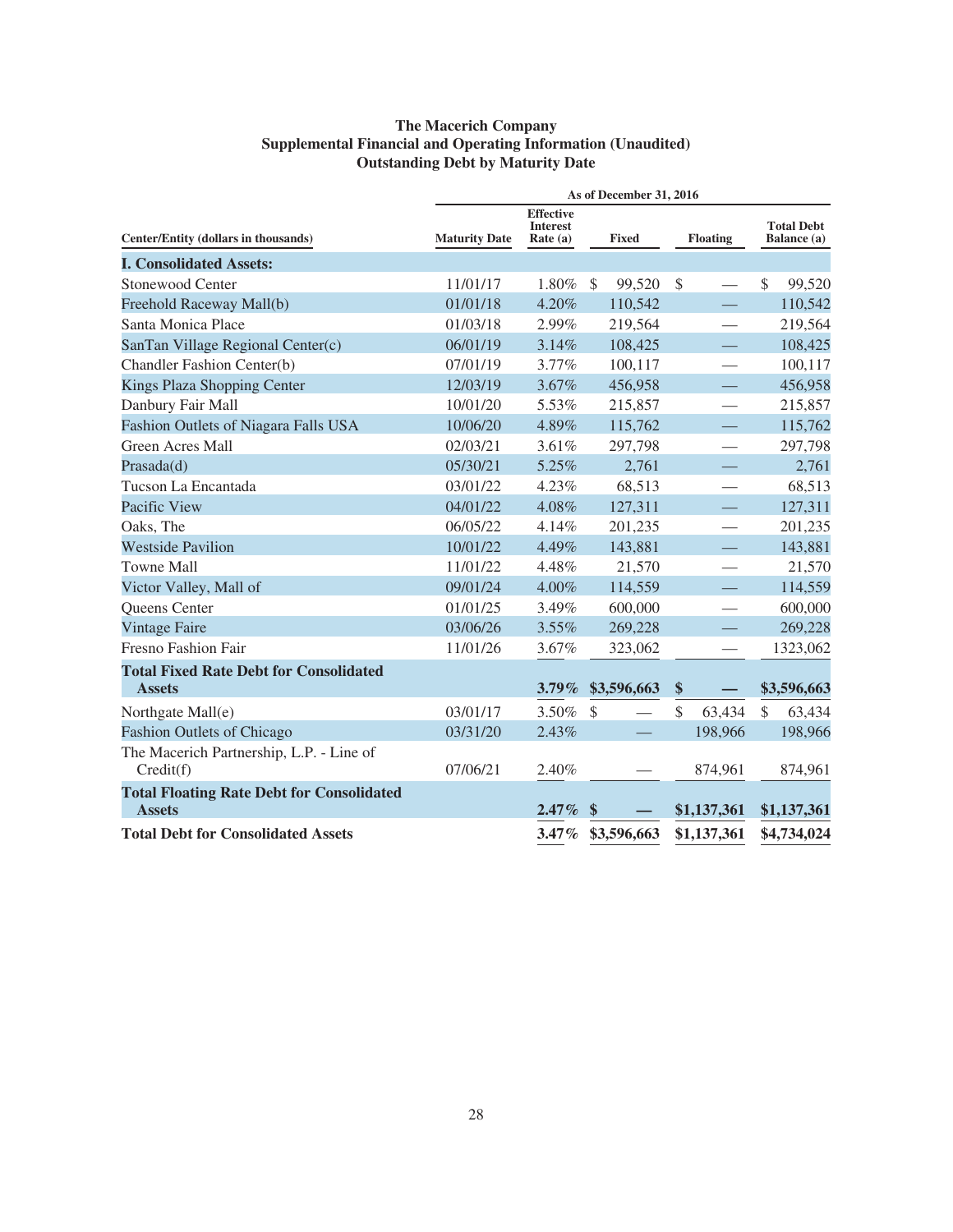**The Macerich Company**
**Supplemental Financial and Operating Information (Unaudited)**
**Outstanding Debt by Maturity Date**

| | As of December 31, 2016 | | | | |
|---|---|---|---|---|---|
| **Center/Entity (dollars in thousands)** | **Maturity Date** | **Effective Interest Rate (a)** | **Fixed** | **Floating** | **Total Debt Balance (a)** |
| **I. Consolidated Assets:** | | | | | |
| Stonewood Center | 11/01/17 | 1.80% | $ 99,520 | $ — | $ 99,520 |
| Freehold Raceway Mall(b) | 01/01/18 | 4.20% | 110,542 | — | 110,542 |
| Santa Monica Place | 01/03/18 | 2.99% | 219,564 | — | 219,564 |
| SanTan Village Regional Center(c) | 06/01/19 | 3.14% | 108,425 | — | 108,425 |
| Chandler Fashion Center(b) | 07/01/19 | 3.77% | 100,117 | — | 100,117 |
| Kings Plaza Shopping Center | 12/03/19 | 3.67% | 456,958 | — | 456,958 |
| Danbury Fair Mall | 10/01/20 | 5.53% | 215,857 | — | 215,857 |
| Fashion Outlets of Niagara Falls USA | 10/06/20 | 4.89% | 115,762 | — | 115,762 |
| Green Acres Mall | 02/03/21 | 3.61% | 297,798 | — | 297,798 |
| Prasada(d) | 05/30/21 | 5.25% | 2,761 | — | 2,761 |
| Tucson La Encantada | 03/01/22 | 4.23% | 68,513 | — | 68,513 |
| Pacific View | 04/01/22 | 4.08% | 127,311 | — | 127,311 |
| Oaks, The | 06/05/22 | 4.14% | 201,235 | — | 201,235 |
| Westside Pavilion | 10/01/22 | 4.49% | 143,881 | — | 143,881 |
| Towne Mall | 11/01/22 | 4.48% | 21,570 | — | 21,570 |
| Victor Valley, Mall of | 09/01/24 | 4.00% | 114,559 | — | 114,559 |
| Queens Center | 01/01/25 | 3.49% | 600,000 | — | 600,000 |
| Vintage Faire | 03/06/26 | 3.55% | 269,228 | — | 269,228 |
| Fresno Fashion Fair | 11/01/26 | 3.67% | 323,062 | — | 1323,062 |
| **Total Fixed Rate Debt for Consolidated Assets** | | **3.79%** | **$3,596,663** | **$ —** | **$3,596,663** |
| Northgate Mall(e) | 03/01/17 | 3.50% | $ — | $ 63,434 | $ 63,434 |
| Fashion Outlets of Chicago | 03/31/20 | 2.43% | — | 198,966 | 198,966 |
| The Macerich Partnership, L.P. - Line of Credit(f) | 07/06/21 | 2.40% | — | 874,961 | 874,961 |
| **Total Floating Rate Debt for Consolidated Assets** | | **2.47%** | **$ —** | **$1,137,361** | **$1,137,361** |
| **Total Debt for Consolidated Assets** | | **3.47%** | **$3,596,663** | **$1,137,361** | **$4,734,024** |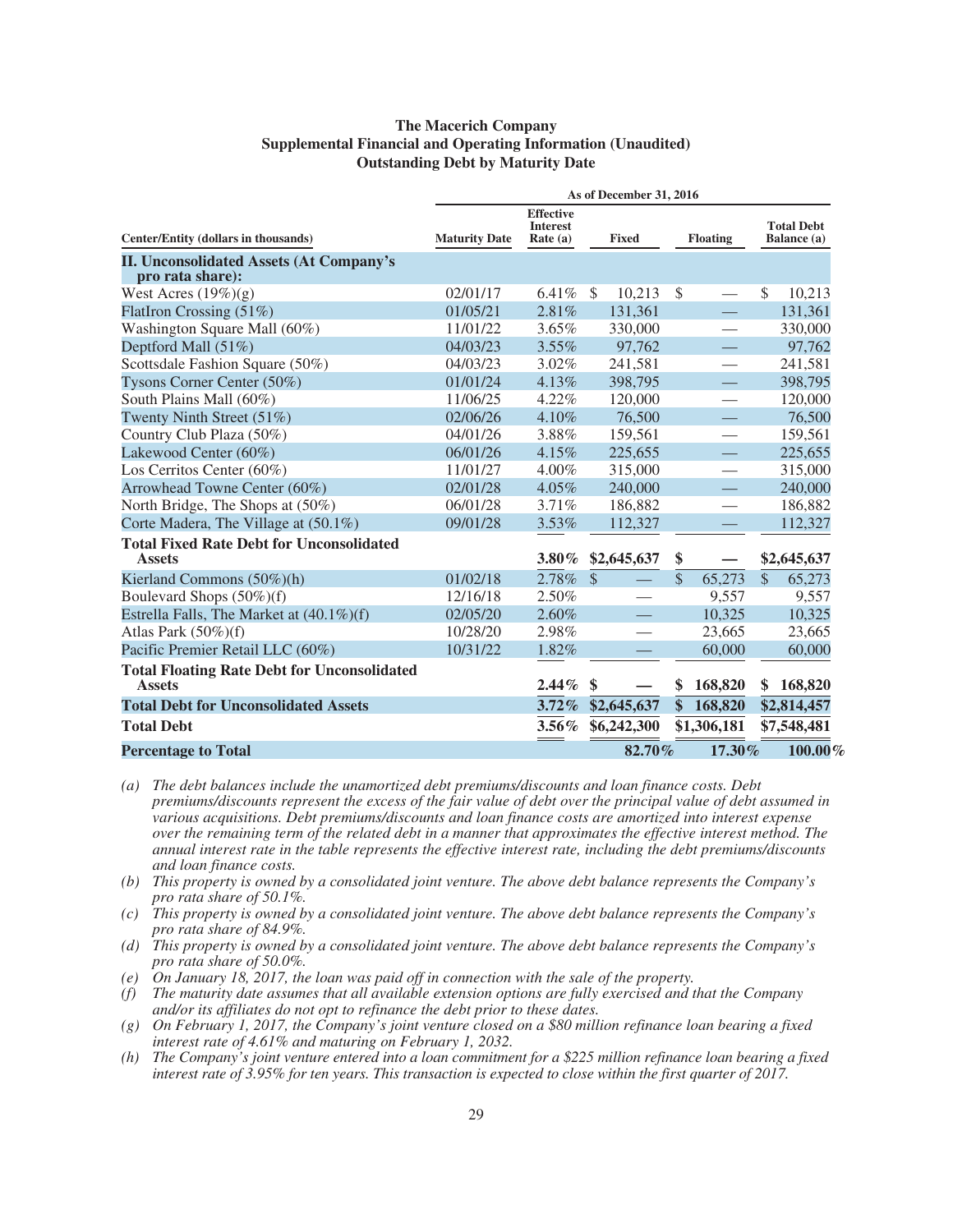**The Macerich Company**
**Supplemental Financial and Operating Information (Unaudited)**
**Outstanding Debt by Maturity Date**

| Center/Entity (dollars in thousands) | Maturity Date | Effective Interest Rate (a) | Fixed | Floating | Total Debt Balance (a) |
|---|---|---|---|---|---|
| | As of December 31, 2016 | | | | |
| **II. Unconsolidated Assets (At Company's pro rata share):** | | | | | |
| West Acres (19%)(g) | 02/01/17 | 6.41% | $ 10,213 | $ — | $ 10,213 |
| FlatIron Crossing (51%) | 01/05/21 | 2.81% | 131,361 | — | 131,361 |
| Washington Square Mall (60%) | 11/01/22 | 3.65% | 330,000 | — | 330,000 |
| Deptford Mall (51%) | 04/03/23 | 3.55% | 97,762 | — | 97,762 |
| Scottsdale Fashion Square (50%) | 04/03/23 | 3.02% | 241,581 | — | 241,581 |
| Tysons Corner Center (50%) | 01/01/24 | 4.13% | 398,795 | — | 398,795 |
| South Plains Mall (60%) | 11/06/25 | 4.22% | 120,000 | — | 120,000 |
| Twenty Ninth Street (51%) | 02/06/26 | 4.10% | 76,500 | — | 76,500 |
| Country Club Plaza (50%) | 04/01/26 | 3.88% | 159,561 | — | 159,561 |
| Lakewood Center (60%) | 06/01/26 | 4.15% | 225,655 | — | 225,655 |
| Los Cerritos Center (60%) | 11/01/27 | 4.00% | 315,000 | — | 315,000 |
| Arrowhead Towne Center (60%) | 02/01/28 | 4.05% | 240,000 | — | 240,000 |
| North Bridge, The Shops at (50%) | 06/01/28 | 3.71% | 186,882 | — | 186,882 |
| Corte Madera, The Village at (50.1%) | 09/01/28 | 3.53% | 112,327 | — | 112,327 |
| **Total Fixed Rate Debt for Unconsolidated Assets** | | **3.80%** | **$2,645,637** | **$ —** | **$2,645,637** |
| Kierland Commons (50%)(h) | 01/02/18 | 2.78% | $ — | $ 65,273 | $ 65,273 |
| Boulevard Shops (50%)(f) | 12/16/18 | 2.50% | — | 9,557 | 9,557 |
| Estrella Falls, The Market at (40.1%)(f) | 02/05/20 | 2.60% | — | 10,325 | 10,325 |
| Atlas Park (50%)(f) | 10/28/20 | 2.98% | — | 23,665 | 23,665 |
| Pacific Premier Retail LLC (60%) | 10/31/22 | 1.82% | — | 60,000 | 60,000 |
| **Total Floating Rate Debt for Unconsolidated Assets** | | **2.44%** | **$ —** | **$ 168,820** | **$ 168,820** |
| **Total Debt for Unconsolidated Assets** | | **3.72%** | **$2,645,637** | **$ 168,820** | **$2,814,457** |
| **Total Debt** | | **3.56%** | **$6,242,300** | **$1,306,181** | **$7,548,481** |
| **Percentage to Total** | | | **82.70%** | **17.30%** | **100.00%** |

*(a) The debt balances include the unamortized debt premiums/discounts and loan finance costs. Debt premiums/discounts represent the excess of the fair value of debt over the principal value of debt assumed in various acquisitions. Debt premiums/discounts and loan finance costs are amortized into interest expense over the remaining term of the related debt in a manner that approximates the effective interest method. The annual interest rate in the table represents the effective interest rate, including the debt premiums/discounts and loan finance costs.*

*(b) This property is owned by a consolidated joint venture. The above debt balance represents the Company's pro rata share of 50.1%.*

*(c) This property is owned by a consolidated joint venture. The above debt balance represents the Company's pro rata share of 84.9%.*

*(d) This property is owned by a consolidated joint venture. The above debt balance represents the Company's pro rata share of 50.0%.*

*(e) On January 18, 2017, the loan was paid off in connection with the sale of the property.*

*(f) The maturity date assumes that all available extension options are fully exercised and that the Company and/or its affiliates do not opt to refinance the debt prior to these dates.*

*(g) On February 1, 2017, the Company's joint venture closed on a $80 million refinance loan bearing a fixed interest rate of 4.61% and maturing on February 1, 2032.*

*(h) The Company's joint venture entered into a loan commitment for a $225 million refinance loan bearing a fixed interest rate of 3.95% for ten years. This transaction is expected to close within the first quarter of 2017.*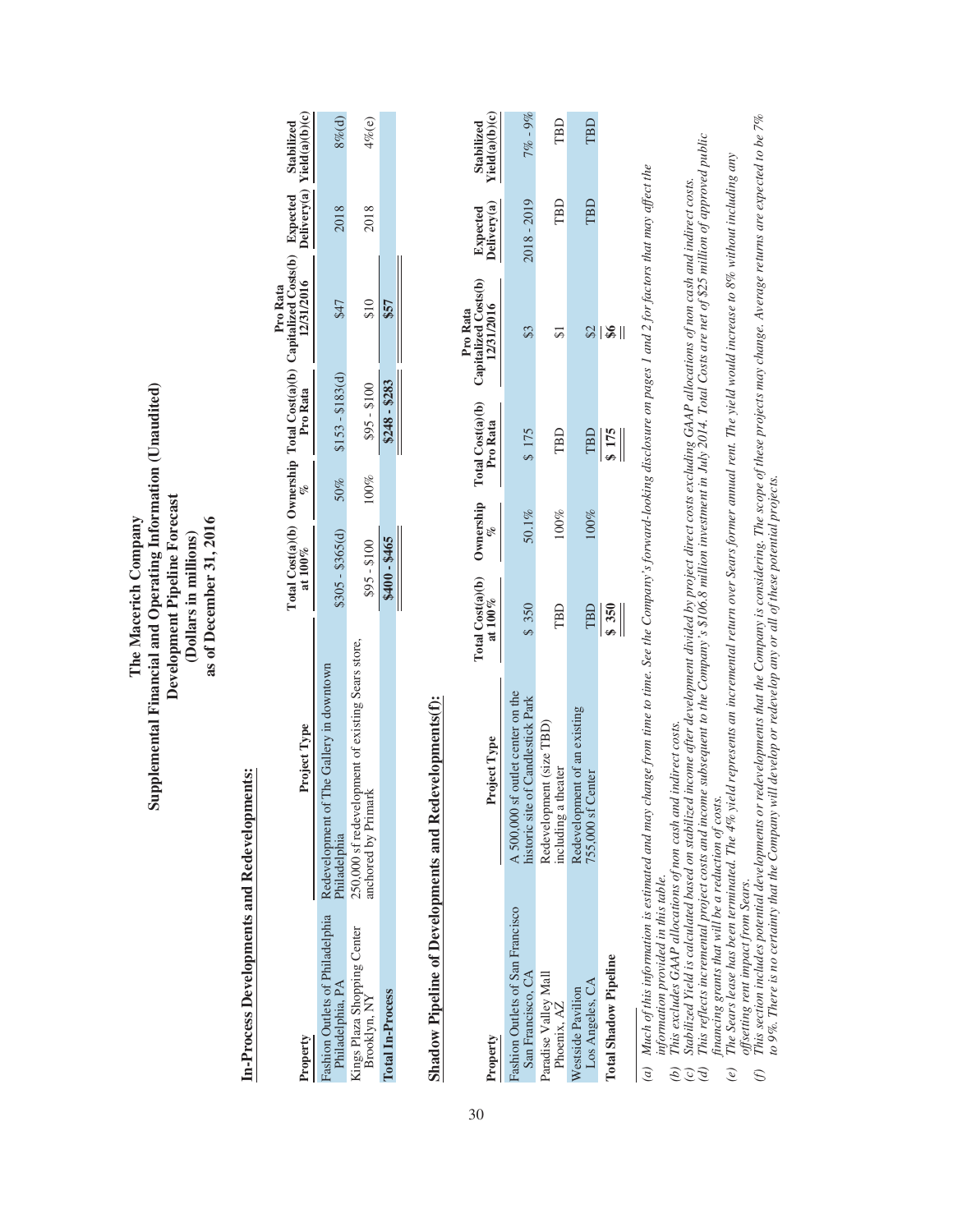# The Macerich Company
## Supplemental Financial and Operating Information (Unaudited)
## Development Pipeline Forecast
## (Dollars in millions)
## as of December 31, 2016

### In-Process Developments and Redevelopments:

| Property | Project Type | Total Cost(a)(b) at 100% | Ownership % | Total Cost(a)(b) Pro Rata | Pro Rata Capitalized Costs(b) 12/31/2016 | Expected Delivery(a) | Stabilized Yield(a)(b)(c) |
|---|---|---|---|---|---|---|---|
| Fashion Outlets of Philadelphia Philadelphia, PA | Redevelopment of The Gallery in downtown Philadelphia | $305 - $365(d) | 50% | $153 - $183(d) | $47 | 2018 | 8%(d) |
| Kings Plaza Shopping Center Brooklyn, NY | 250,000 sf redevelopment of existing Sears store, anchored by Primark | $95 - $100 | 100% | $95 - $100 | $10 | 2018 | 4%(e) |
| **Total In-Process** | | **$400 - $465** | | **$248 - $283** | **$57** | | |

### Shadow Pipeline of Developments and Redevelopments(f):

| Property | Project Type | Total Cost(a)(b) at 100% | Ownership % | Total Cost(a)(b) Pro Rata | Pro Rata Capitalized Costs(b) 12/31/2016 | Expected Delivery(a) | Stabilized Yield(a)(b)(c) |
|---|---|---|---|---|---|---|---|
| Fashion Outlets of San Francisco San Francisco, CA | A 500,000 sf outlet center on the historic site of Candlestick Park | $ 350 | 50.1% | $ 175 | $3 | 2018 - 2019 | 7% - 9% |
| Paradise Valley Mall Phoenix, AZ | Redevelopment (size TBD) including a theater | TBD | 100% | TBD | $1 | TBD | TBD |
| Westside Pavilion Los Angeles, CA | Redevelopment of an existing 755,000 sf Center | TBD | 100% | TBD | $2 | TBD | TBD |
| **Total Shadow Pipeline** | | **$ 350** | | **$ 175** | **$6** | | |

(a) *Much of this information is estimated and may change from time to time. See the Company's forward-looking disclosure on pages 1 and 2 for factors that may affect the information provided in this table.*

(b) *This excludes GAAP allocations of non cash and indirect costs.*

(c) *Stabilized Yield is calculated based on stabilized income after development divided by project direct costs excluding GAAP allocations of non cash and indirect costs.*

(d) *This reflects incremental project costs and income subsequent to the Company's $106.8 million investment in July 2014. Total Costs are net of $25 million of approved public financing grants that will be a reduction of costs.*

(e) *The Sears lease has been terminated. The 4% yield represents an incremental return over Sears former annual rent. The yield would increase to 8% without including any offsetting rent impact from Sears.*

(f) *This section includes potential developments or redevelopments that the Company is considering. The scope of these projects may change. Average returns are expected to be 7% to 9%. There is no certainty that the Company will develop or redevelop any or all of these potential projects.*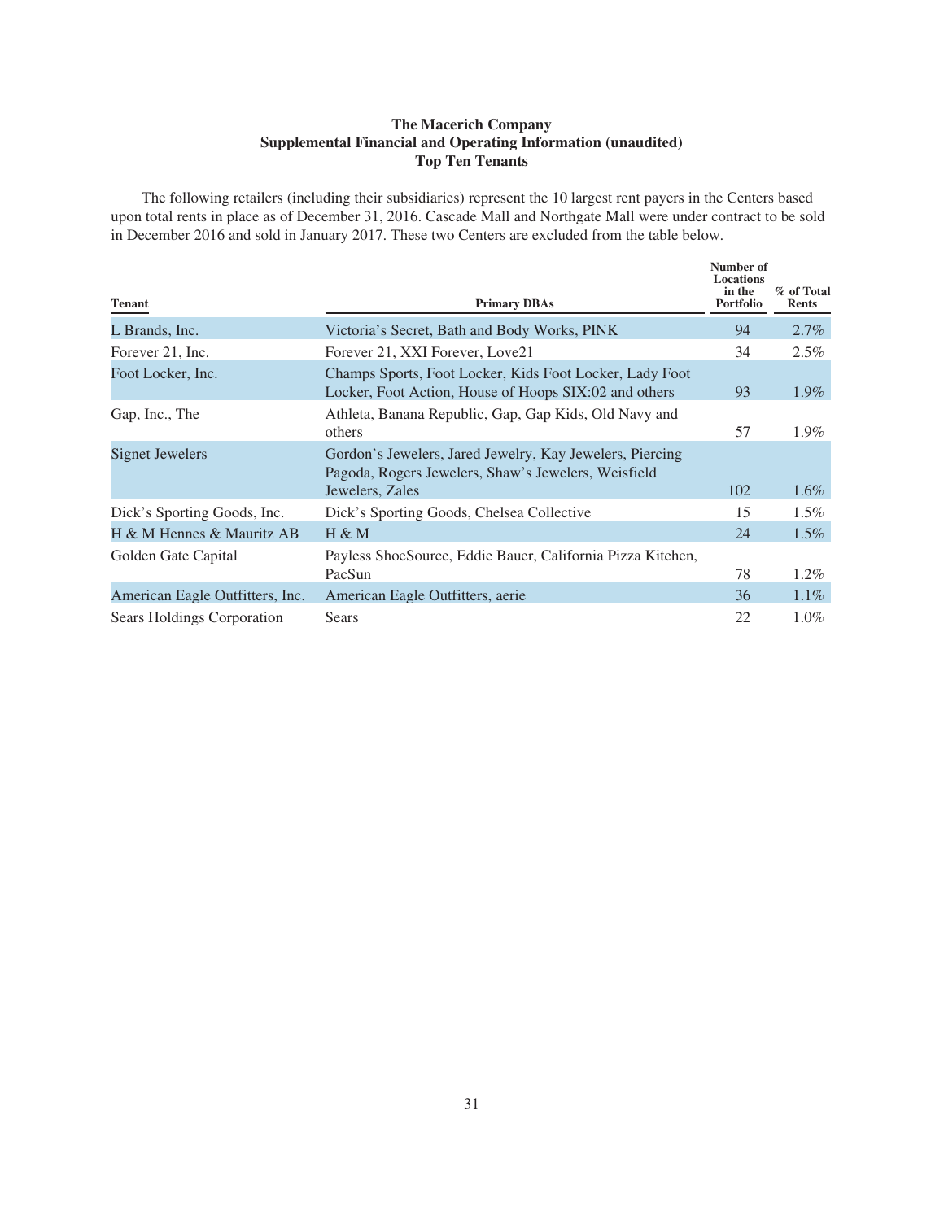**The Macerich Company**
**Supplemental Financial and Operating Information (unaudited)**
**Top Ten Tenants**

The following retailers (including their subsidiaries) represent the 10 largest rent payers in the Centers based upon total rents in place as of December 31, 2016. Cascade Mall and Northgate Mall were under contract to be sold in December 2016 and sold in January 2017. These two Centers are excluded from the table below.

| Tenant | Primary DBAs | Number of Locations in the Portfolio | % of Total Rents |
|---|---|---|---|
| L Brands, Inc. | Victoria's Secret, Bath and Body Works, PINK | 94 | 2.7% |
| Forever 21, Inc. | Forever 21, XXI Forever, Love21 | 34 | 2.5% |
| Foot Locker, Inc. | Champs Sports, Foot Locker, Kids Foot Locker, Lady Foot Locker, Foot Action, House of Hoops SIX:02 and others | 93 | 1.9% |
| Gap, Inc., The | Athleta, Banana Republic, Gap, Gap Kids, Old Navy and others | 57 | 1.9% |
| Signet Jewelers | Gordon's Jewelers, Jared Jewelry, Kay Jewelers, Piercing Pagoda, Rogers Jewelers, Shaw's Jewelers, Weisfield Jewelers, Zales | 102 | 1.6% |
| Dick's Sporting Goods, Inc. | Dick's Sporting Goods, Chelsea Collective | 15 | 1.5% |
| H & M Hennes & Mauritz AB | H & M | 24 | 1.5% |
| Golden Gate Capital | Payless ShoeSource, Eddie Bauer, California Pizza Kitchen, PacSun | 78 | 1.2% |
| American Eagle Outfitters, Inc. | American Eagle Outfitters, aerie | 36 | 1.1% |
| Sears Holdings Corporation | Sears | 22 | 1.0% |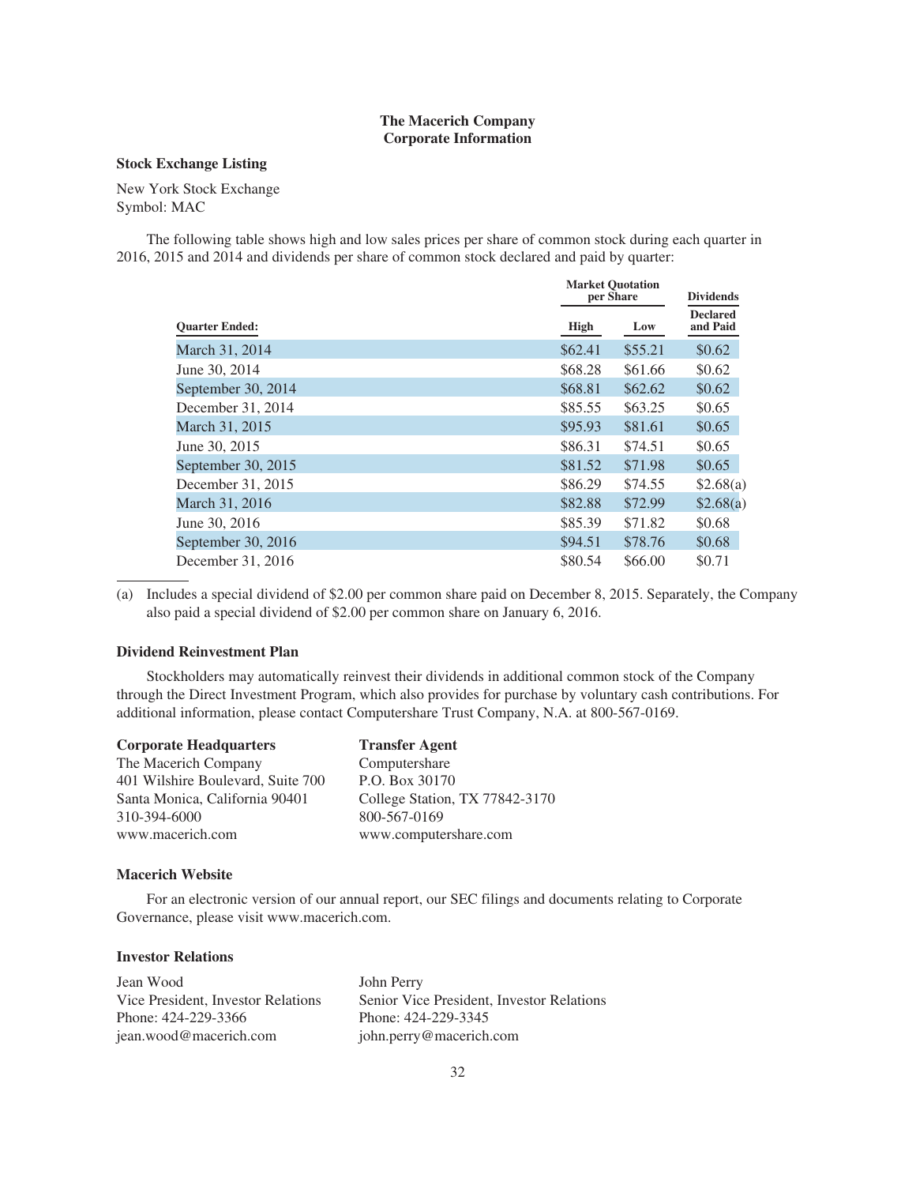# The Macerich Company
## Corporate Information

### Stock Exchange Listing

New York Stock Exchange
Symbol: MAC

The following table shows high and low sales prices per share of common stock during each quarter in 2016, 2015 and 2014 and dividends per share of common stock declared and paid by quarter:

| | Market Quotation per Share | | Dividends |
|---|---|---|---|
| **Quarter Ended:** | **High** | **Low** | **Declared and Paid** |
| March 31, 2014 | $62.41 | $55.21 | $0.62 |
| June 30, 2014 | $68.28 | $61.66 | $0.62 |
| September 30, 2014 | $68.81 | $62.62 | $0.62 |
| December 31, 2014 | $85.55 | $63.25 | $0.65 |
| March 31, 2015 | $95.93 | $81.61 | $0.65 |
| June 30, 2015 | $86.31 | $74.51 | $0.65 |
| September 30, 2015 | $81.52 | $71.98 | $0.65 |
| December 31, 2015 | $86.29 | $74.55 | $2.68(a) |
| March 31, 2016 | $82.88 | $72.99 | $2.68(a) |
| June 30, 2016 | $85.39 | $71.82 | $0.68 |
| September 30, 2016 | $94.51 | $78.76 | $0.68 |
| December 31, 2016 | $80.54 | $66.00 | $0.71 |

(a) Includes a special dividend of $2.00 per common share paid on December 8, 2015. Separately, the Company also paid a special dividend of $2.00 per common share on January 6, 2016.

### Dividend Reinvestment Plan

Stockholders may automatically reinvest their dividends in additional common stock of the Company through the Direct Investment Program, which also provides for purchase by voluntary cash contributions. For additional information, please contact Computershare Trust Company, N.A. at 800-567-0169.

**Corporate Headquarters**
The Macerich Company
401 Wilshire Boulevard, Suite 700
Santa Monica, California 90401
310-394-6000
www.macerich.com

**Transfer Agent**
Computershare
P.O. Box 30170
College Station, TX 77842-3170
800-567-0169
www.computershare.com

### Macerich Website

For an electronic version of our annual report, our SEC filings and documents relating to Corporate Governance, please visit www.macerich.com.

### Investor Relations

Jean Wood
Vice President, Investor Relations
Phone: 424-229-3366
jean.wood@macerich.com

John Perry
Senior Vice President, Investor Relations
Phone: 424-229-3345
john.perry@macerich.com